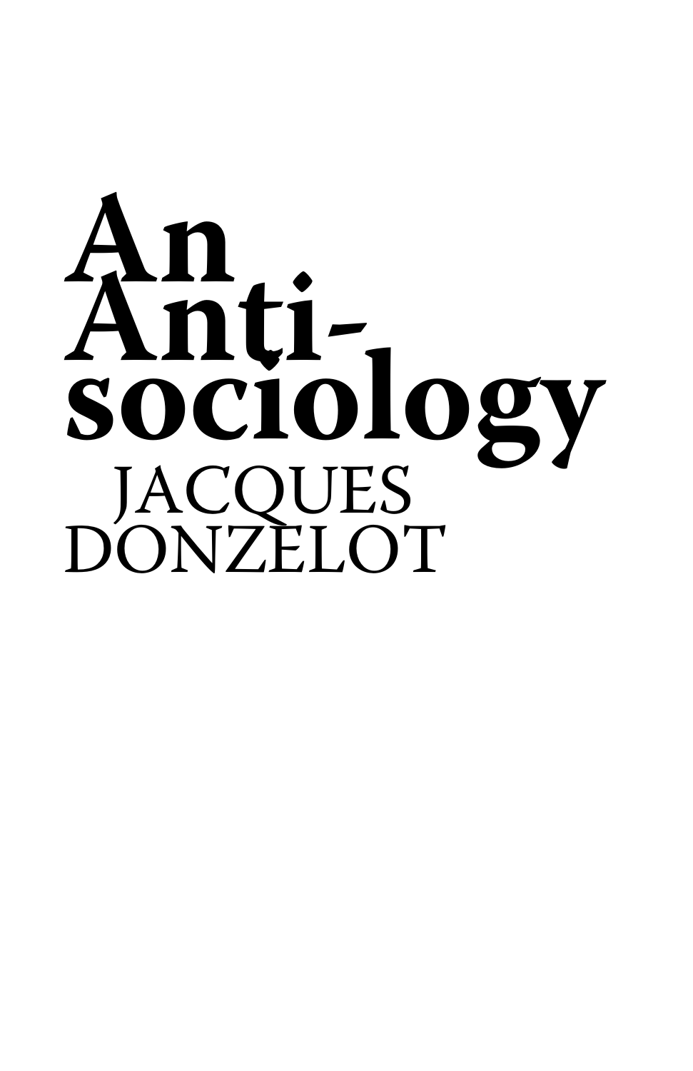# An Anti-sociology

JACQUES DONZELOT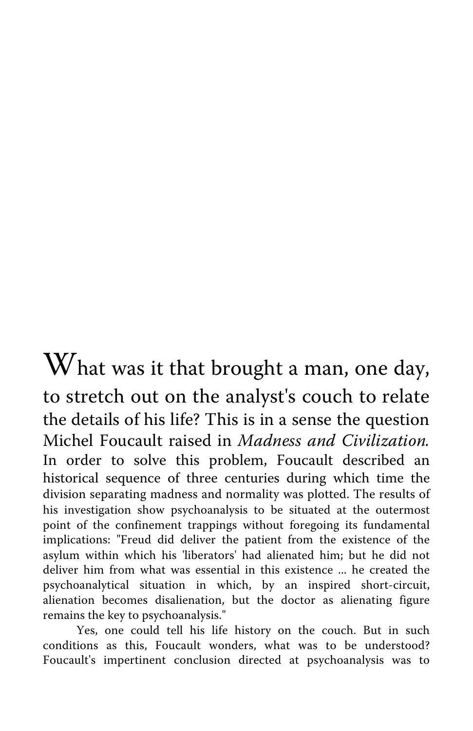What was it that brought a man, one day, to stretch out on the analyst's couch to relate the details of his life? This is in a sense the question Michel Foucault raised in *Madness and Civilization.* In order to solve this problem, Foucault described an historical sequence of three centuries during which time the division separating madness and normality was plotted. The results of his investigation show psychoanalysis to be situated at the outermost point of the confinement trappings without foregoing its fundamental implications: "Freud did deliver the patient from the existence of the asylum within which his 'liberators' had alienated him; but he did not deliver him from what was essential in this existence ... he created the psychoanalytical situation in which, by an inspired short-circuit, alienation becomes disalienation, but the doctor as alienating figure remains the key to psychoanalysis."

Yes, one could tell his life history on the couch. But in such conditions as this, Foucault wonders, what was to be understood? Foucault's impertinent conclusion directed at psychoanalysis was to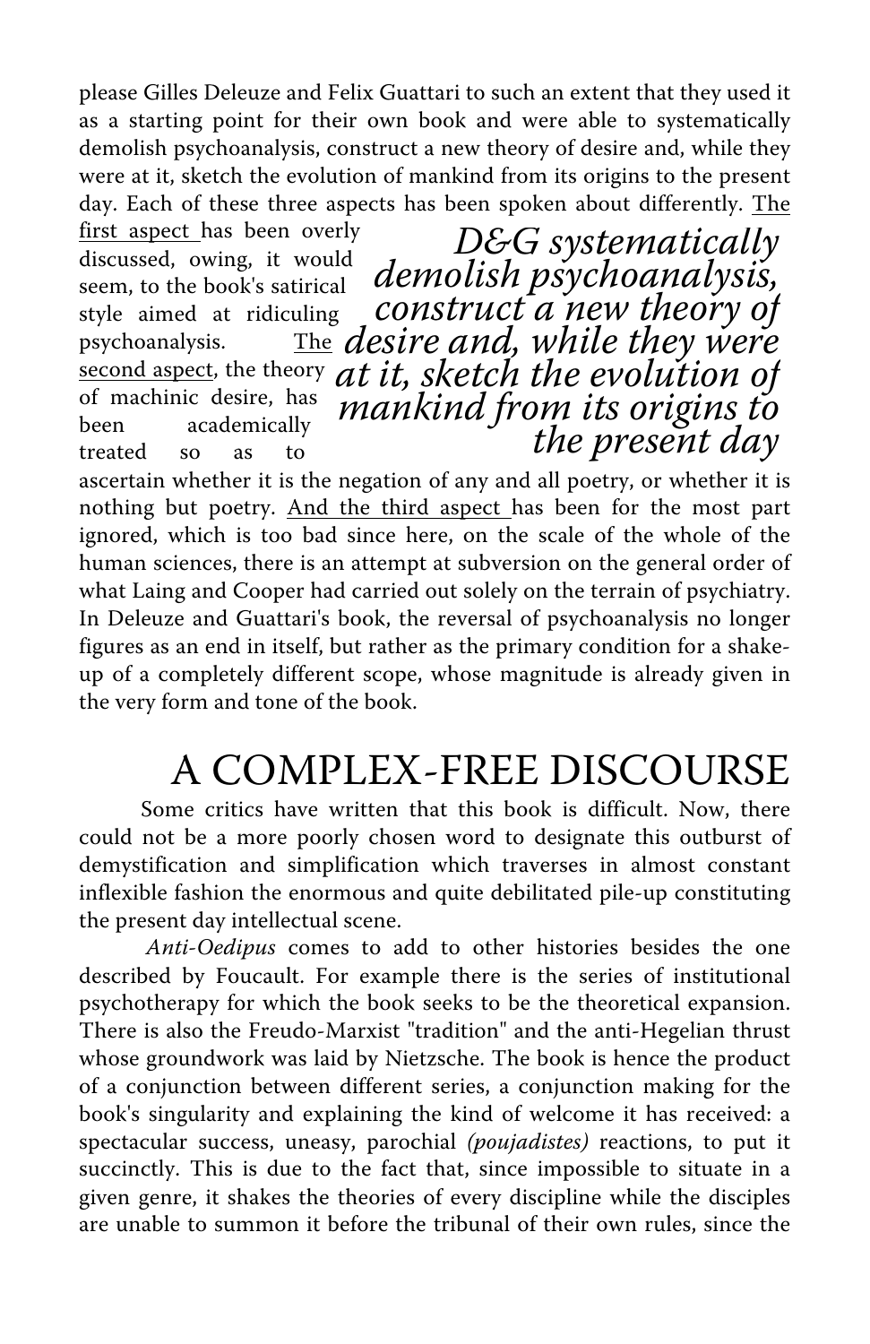please Gilles Deleuze and Felix Guattari to such an extent that they used it as a starting point for their own book and were able to systematically demolish psychoanalysis, construct a new theory of desire and, while they were at it, sketch the evolution of mankind from its origins to the present day. Each of these three aspects has been spoken about differently. <u>The first aspect</u> has been overly discussed, owing, it would seem, to the book's satirical style aimed at ridiculing psychoanalysis. <u>The second aspect</u>, the theory of machinic desire, has been academically treated so as to ascertain whether it is the negation of any and all poetry, or whether it is nothing but poetry. <u>And the third aspect</u> has been for the most part ignored, which is too bad since here, on the scale of the whole of the human sciences, there is an attempt at subversion on the general order of what Laing and Cooper had carried out solely on the terrain of psychiatry. In Deleuze and Guattari's book, the reversal of psychoanalysis no longer figures as an end in itself, but rather as the primary condition for a shake-up of a completely different scope, whose magnitude is already given in the very form and tone of the book.

> *D&G systematically demolish psychoanalysis, construct a new theory of desire and, while they were at it, sketch the evolution of mankind from its origins to the present day*

# A COMPLEX-FREE DISCOURSE

Some critics have written that this book is difficult. Now, there could not be a more poorly chosen word to designate this outburst of demystification and simplification which traverses in almost constant inflexible fashion the enormous and quite debilitated pile-up constituting the present day intellectual scene.

*Anti-Oedipus* comes to add to other histories besides the one described by Foucault. For example there is the series of institutional psychotherapy for which the book seeks to be the theoretical expansion. There is also the Freudo-Marxist "tradition" and the anti-Hegelian thrust whose groundwork was laid by Nietzsche. The book is hence the product of a conjunction between different series, a conjunction making for the book's singularity and explaining the kind of welcome it has received: a spectacular success, uneasy, parochial *(poujadistes)* reactions, to put it succinctly. This is due to the fact that, since impossible to situate in a given genre, it shakes the theories of every discipline while the disciples are unable to summon it before the tribunal of their own rules, since the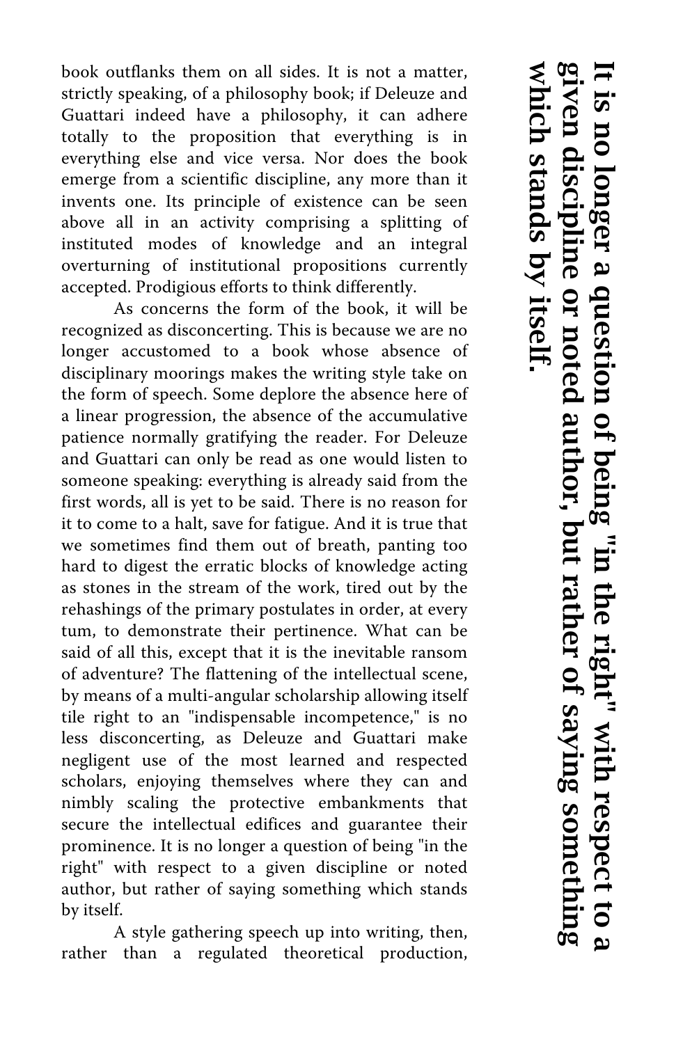book outflanks them on all sides. It is not a matter, strictly speaking, of a philosophy book; if Deleuze and Guattari indeed have a philosophy, it can adhere totally to the proposition that everything is in everything else and vice versa. Nor does the book emerge from a scientific discipline, any more than it invents one. Its principle of existence can be seen above all in an activity comprising a splitting of instituted modes of knowledge and an integral overturning of institutional propositions currently accepted. Prodigious efforts to think differently.

As concerns the form of the book, it will be recognized as disconcerting. This is because we are no longer accustomed to a book whose absence of disciplinary moorings makes the writing style take on the form of speech. Some deplore the absence here of a linear progression, the absence of the accumulative patience normally gratifying the reader. For Deleuze and Guattari can only be read as one would listen to someone speaking: everything is already said from the first words, all is yet to be said. There is no reason for it to come to a halt, save for fatigue. And it is true that we sometimes find them out of breath, panting too hard to digest the erratic blocks of knowledge acting as stones in the stream of the work, tired out by the rehashings of the primary postulates in order, at every tum, to demonstrate their pertinence. What can be said of all this, except that it is the inevitable ransom of adventure? The flattening of the intellectual scene, by means of a multi-angular scholarship allowing itself tile right to an "indispensable incompetence," is no less disconcerting, as Deleuze and Guattari make negligent use of the most learned and respected scholars, enjoying themselves where they can and nimbly scaling the protective embankments that secure the intellectual edifices and guarantee their prominence. It is no longer a question of being "in the right" with respect to a given discipline or noted author, but rather of saying something which stands by itself.

**It is no longer a question of being "in the right" with respect to a given discipline or noted author, but rather of saying something which stands by itself.**

A style gathering speech up into writing, then, rather than a regulated theoretical production,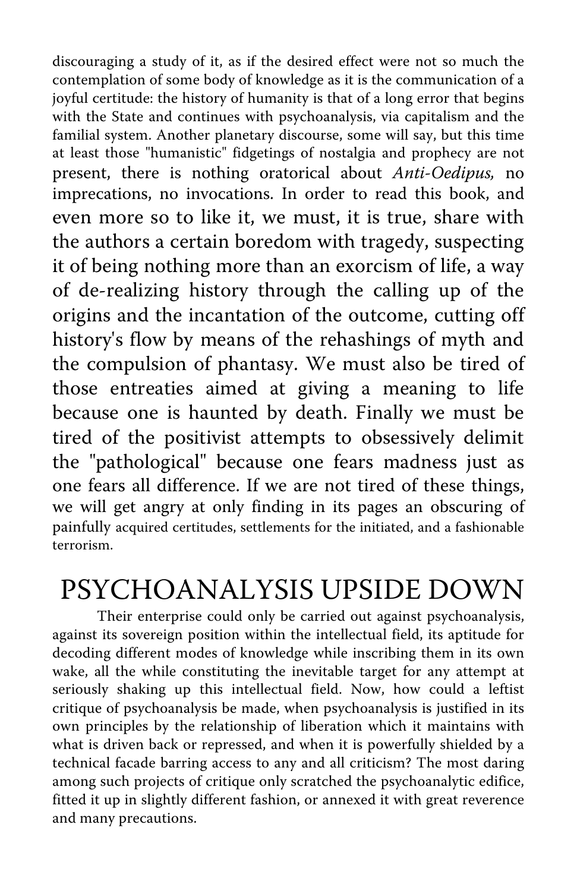discouraging a study of it, as if the desired effect were not so much the contemplation of some body of knowledge as it is the communication of a joyful certitude: the history of humanity is that of a long error that begins with the State and continues with psychoanalysis, via capitalism and the familial system. Another planetary discourse, some will say, but this time at least those "humanistic" fidgetings of nostalgia and prophecy are not present, there is nothing oratorical about *Anti-Oedipus,* no imprecations, no invocations. In order to read this book, and even more so to like it, we must, it is true, share with the authors a certain boredom with tragedy, suspecting it of being nothing more than an exorcism of life, a way of de-realizing history through the calling up of the origins and the incantation of the outcome, cutting off history's flow by means of the rehashings of myth and the compulsion of phantasy. We must also be tired of those entreaties aimed at giving a meaning to life because one is haunted by death. Finally we must be tired of the positivist attempts to obsessively delimit the "pathological" because one fears madness just as one fears all difference. If we are not tired of these things, we will get angry at only finding in its pages an obscuring of painfully acquired certitudes, settlements for the initiated, and a fashionable terrorism.

# PSYCHOANALYSIS UPSIDE DOWN

Their enterprise could only be carried out against psychoanalysis, against its sovereign position within the intellectual field, its aptitude for decoding different modes of knowledge while inscribing them in its own wake, all the while constituting the inevitable target for any attempt at seriously shaking up this intellectual field. Now, how could a leftist critique of psychoanalysis be made, when psychoanalysis is justified in its own principles by the relationship of liberation which it maintains with what is driven back or repressed, and when it is powerfully shielded by a technical facade barring access to any and all criticism? The most daring among such projects of critique only scratched the psychoanalytic edifice, fitted it up in slightly different fashion, or annexed it with great reverence and many precautions.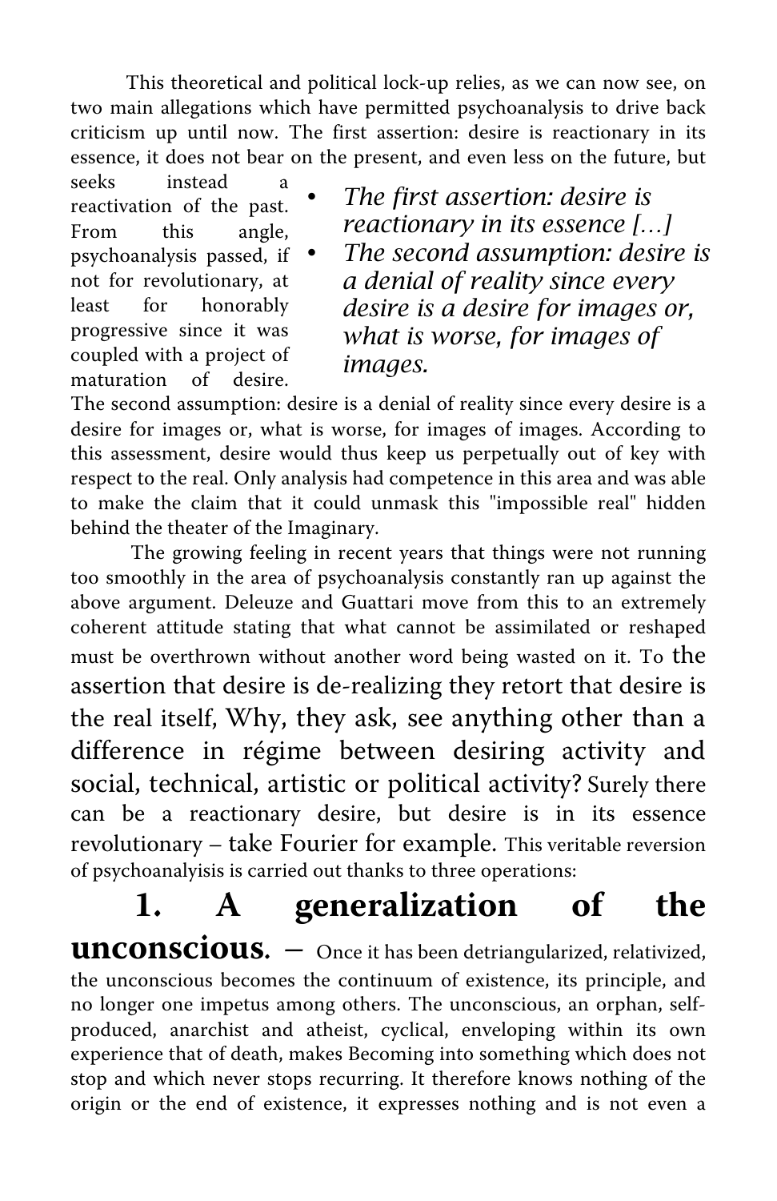This theoretical and political lock-up relies, as we can now see, on two main allegations which have permitted psychoanalysis to drive back criticism up until now. The first assertion: desire is reactionary in its essence, it does not bear on the present, and even less on the future, but seeks instead a reactivation of the past. From this angle, psychoanalysis passed, if not for revolutionary, at least for honorably progressive since it was coupled with a project of maturation of desire. The second assumption: desire is a denial of reality since every desire is a desire for images or, what is worse, for images of images. According to this assessment, desire would thus keep us perpetually out of key with respect to the real. Only analysis had competence in this area and was able to make the claim that it could unmask this "impossible real" hidden behind the theater of the Imaginary.

> - *The first assertion: desire is reactionary in its essence […]*
> - *The second assumption: desire is a denial of reality since every desire is a desire for images or, what is worse, for images of images.*

The growing feeling in recent years that things were not running too smoothly in the area of psychoanalysis constantly ran up against the above argument. Deleuze and Guattari move from this to an extremely coherent attitude stating that what cannot be assimilated or reshaped must be overthrown without another word being wasted on it. To the assertion that desire is de-realizing they retort that desire is the real itself, Why, they ask, see anything other than a difference in régime between desiring activity and social, technical, artistic or political activity? Surely there can be a reactionary desire, but desire is in its essence revolutionary – take Fourier for example. This veritable reversion of psychoanalyisis is carried out thanks to three operations:

**1. A generalization of the unconscious.** – Once it has been detriangularized, relativized, the unconscious becomes the continuum of existence, its principle, and no longer one impetus among others. The unconscious, an orphan, self-produced, anarchist and atheist, cyclical, enveloping within its own experience that of death, makes Becoming into something which does not stop and which never stops recurring. It therefore knows nothing of the origin or the end of existence, it expresses nothing and is not even a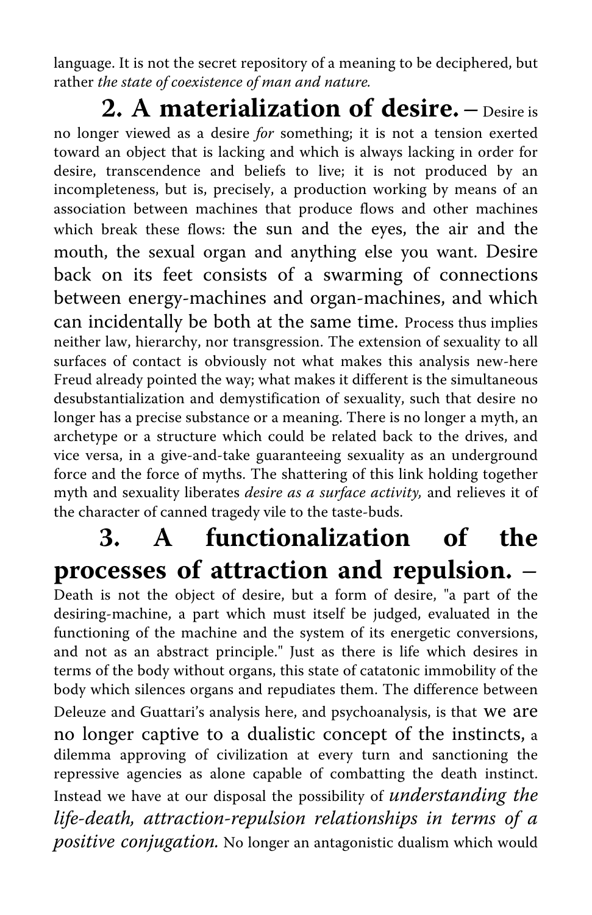language. It is not the secret repository of a meaning to be deciphered, but rather *the state of coexistence of man and nature.*

**2. A materialization of desire.** – Desire is no longer viewed as a desire *for* something; it is not a tension exerted toward an object that is lacking and which is always lacking in order for desire, transcendence and beliefs to live; it is not produced by an incompleteness, but is, precisely, a production working by means of an association between machines that produce flows and other machines which break these flows: the sun and the eyes, the air and the mouth, the sexual organ and anything else you want. Desire back on its feet consists of a swarming of connections between energy-machines and organ-machines, and which can incidentally be both at the same time. Process thus implies neither law, hierarchy, nor transgression. The extension of sexuality to all surfaces of contact is obviously not what makes this analysis new-here Freud already pointed the way; what makes it different is the simultaneous desubstantialization and demystification of sexuality, such that desire no longer has a precise substance or a meaning. There is no longer a myth, an archetype or a structure which could be related back to the drives, and vice versa, in a give-and-take guaranteeing sexuality as an underground force and the force of myths. The shattering of this link holding together myth and sexuality liberates *desire as a surface activity,* and relieves it of the character of canned tragedy vile to the taste-buds.

**3. A functionalization of the processes of attraction and repulsion.** – Death is not the object of desire, but a form of desire, "a part of the desiring-machine, a part which must itself be judged, evaluated in the functioning of the machine and the system of its energetic conversions, and not as an abstract principle." Just as there is life which desires in terms of the body without organs, this state of catatonic immobility of the body which silences organs and repudiates them. The difference between Deleuze and Guattari's analysis here, and psychoanalysis, is that we are no longer captive to a dualistic concept of the instincts, a dilemma approving of civilization at every turn and sanctioning the repressive agencies as alone capable of combatting the death instinct. Instead we have at our disposal the possibility of *understanding the life-death, attraction-repulsion relationships in terms of a positive conjugation.* No longer an antagonistic dualism which would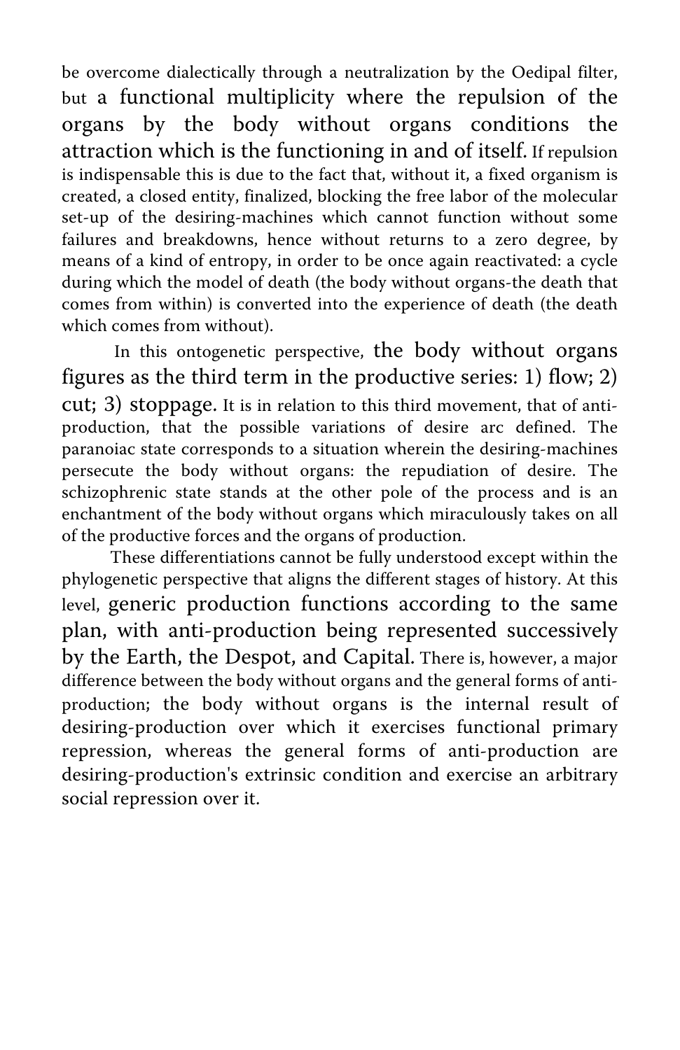be overcome dialectically through a neutralization by the Oedipal filter, but a functional multiplicity where the repulsion of the organs by the body without organs conditions the attraction which is the functioning in and of itself. If repulsion is indispensable this is due to the fact that, without it, a fixed organism is created, a closed entity, finalized, blocking the free labor of the molecular set-up of the desiring-machines which cannot function without some failures and breakdowns, hence without returns to a zero degree, by means of a kind of entropy, in order to be once again reactivated: a cycle during which the model of death (the body without organs-the death that comes from within) is converted into the experience of death (the death which comes from without).

In this ontogenetic perspective, the body without organs figures as the third term in the productive series: 1) flow; 2) cut; 3) stoppage. It is in relation to this third movement, that of anti-production, that the possible variations of desire arc defined. The paranoiac state corresponds to a situation wherein the desiring-machines persecute the body without organs: the repudiation of desire. The schizophrenic state stands at the other pole of the process and is an enchantment of the body without organs which miraculously takes on all of the productive forces and the organs of production.

These differentiations cannot be fully understood except within the phylogenetic perspective that aligns the different stages of history. At this level, generic production functions according to the same plan, with anti-production being represented successively by the Earth, the Despot, and Capital. There is, however, a major difference between the body without organs and the general forms of anti-production; the body without organs is the internal result of desiring-production over which it exercises functional primary repression, whereas the general forms of anti-production are desiring-production's extrinsic condition and exercise an arbitrary social repression over it.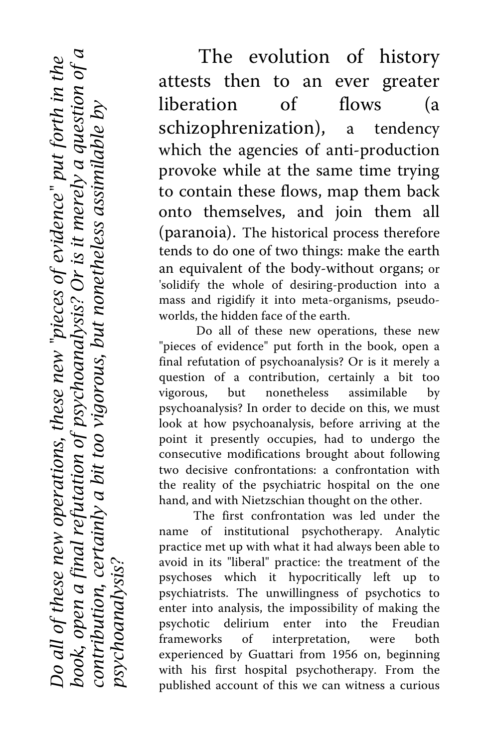*Do all of these new operations, these new "pieces of evidence" put forth in the book, open a final refutation of psychoanalysis? Or is it merely a question of a contribution, certainly a bit too vigorous, but nonetheless assimilable by psychoanalysis?*

The evolution of history attests then to an ever greater liberation of flows (a schizophrenization), a tendency which the agencies of anti-production provoke while at the same time trying to contain these flows, map them back onto themselves, and join them all (paranoia). The historical process therefore tends to do one of two things: make the earth an equivalent of the body-without organs; or 'solidify the whole of desiring-production into a mass and rigidify it into meta-organisms, pseudo-worlds, the hidden face of the earth.

Do all of these new operations, these new "pieces of evidence" put forth in the book, open a final refutation of psychoanalysis? Or is it merely a question of a contribution, certainly a bit too vigorous, but nonetheless assimilable by psychoanalysis? In order to decide on this, we must look at how psychoanalysis, before arriving at the point it presently occupies, had to undergo the consecutive modifications brought about following two decisive confrontations: a confrontation with the reality of the psychiatric hospital on the one hand, and with Nietzschian thought on the other.

The first confrontation was led under the name of institutional psychotherapy. Analytic practice met up with what it had always been able to avoid in its "liberal" practice: the treatment of the psychoses which it hypocritically left up to psychiatrists. The unwillingness of psychotics to enter into analysis, the impossibility of making the psychotic delirium enter into the Freudian frameworks of interpretation, were both experienced by Guattari from 1956 on, beginning with his first hospital psychotherapy. From the published account of this we can witness a curious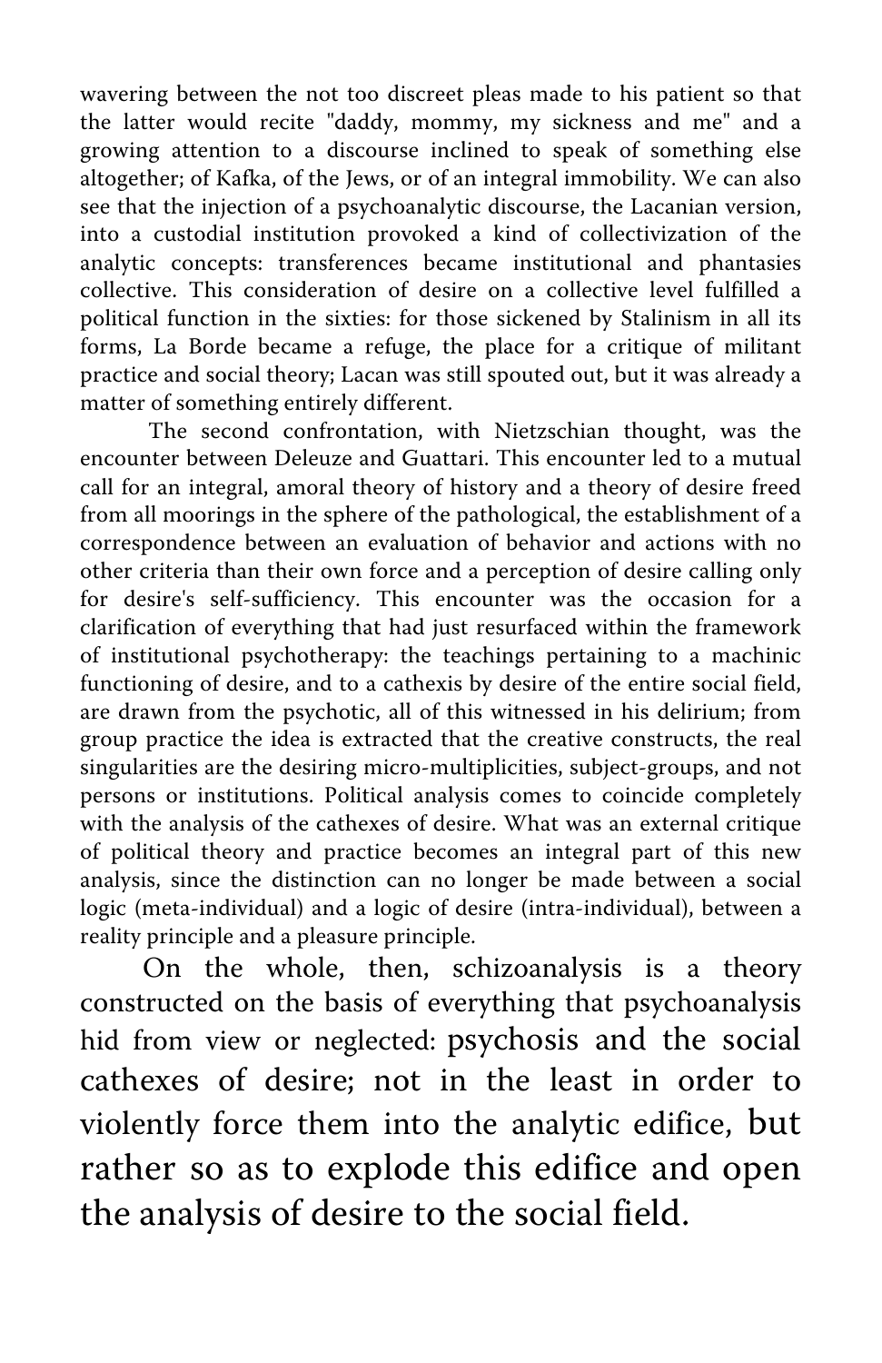wavering between the not too discreet pleas made to his patient so that the latter would recite "daddy, mommy, my sickness and me" and a growing attention to a discourse inclined to speak of something else altogether; of Kafka, of the Jews, or of an integral immobility. We can also see that the injection of a psychoanalytic discourse, the Lacanian version, into a custodial institution provoked a kind of collectivization of the analytic concepts: transferences became institutional and phantasies collective. This consideration of desire on a collective level fulfilled a political function in the sixties: for those sickened by Stalinism in all its forms, La Borde became a refuge, the place for a critique of militant practice and social theory; Lacan was still spouted out, but it was already a matter of something entirely different.

The second confrontation, with Nietzschian thought, was the encounter between Deleuze and Guattari. This encounter led to a mutual call for an integral, amoral theory of history and a theory of desire freed from all moorings in the sphere of the pathological, the establishment of a correspondence between an evaluation of behavior and actions with no other criteria than their own force and a perception of desire calling only for desire's self-sufficiency. This encounter was the occasion for a clarification of everything that had just resurfaced within the framework of institutional psychotherapy: the teachings pertaining to a machinic functioning of desire, and to a cathexis by desire of the entire social field, are drawn from the psychotic, all of this witnessed in his delirium; from group practice the idea is extracted that the creative constructs, the real singularities are the desiring micro-multiplicities, subject-groups, and not persons or institutions. Political analysis comes to coincide completely with the analysis of the cathexes of desire. What was an external critique of political theory and practice becomes an integral part of this new analysis, since the distinction can no longer be made between a social logic (meta-individual) and a logic of desire (intra-individual), between a reality principle and a pleasure principle.

On the whole, then, schizoanalysis is a theory constructed on the basis of everything that psychoanalysis hid from view or neglected: psychosis and the social cathexes of desire; not in the least in order to violently force them into the analytic edifice, but rather so as to explode this edifice and open the analysis of desire to the social field.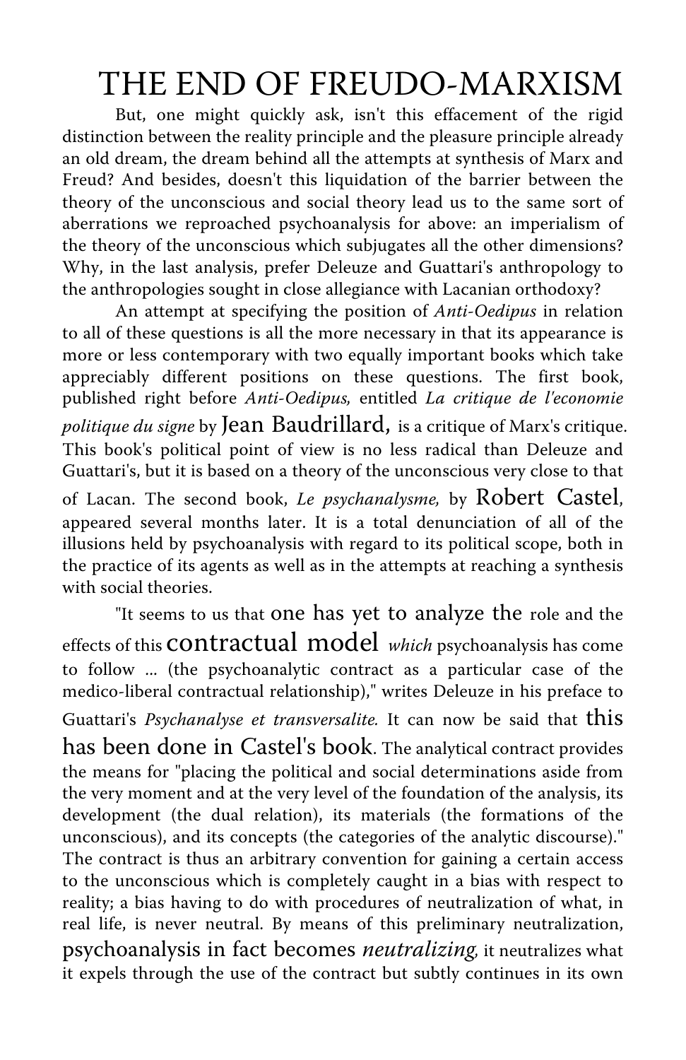# THE END OF FREUDO-MARXISM

But, one might quickly ask, isn't this effacement of the rigid distinction between the reality principle and the pleasure principle already an old dream, the dream behind all the attempts at synthesis of Marx and Freud? And besides, doesn't this liquidation of the barrier between the theory of the unconscious and social theory lead us to the same sort of aberrations we reproached psychoanalysis for above: an imperialism of the theory of the unconscious which subjugates all the other dimensions? Why, in the last analysis, prefer Deleuze and Guattari's anthropology to the anthropologies sought in close allegiance with Lacanian orthodoxy?

An attempt at specifying the position of *Anti-Oedipus* in relation to all of these questions is all the more necessary in that its appearance is more or less contemporary with two equally important books which take appreciably different positions on these questions. The first book, published right before *Anti-Oedipus,* entitled *La critique de l'economie politique du signe* by Jean Baudrillard, is a critique of Marx's critique. This book's political point of view is no less radical than Deleuze and Guattari's, but it is based on a theory of the unconscious very close to that of Lacan. The second book, *Le psychanalysme,* by Robert Castel, appeared several months later. It is a total denunciation of all of the illusions held by psychoanalysis with regard to its political scope, both in the practice of its agents as well as in the attempts at reaching a synthesis with social theories.

"It seems to us that one has yet to analyze the role and the effects of this contractual model *which* psychoanalysis has come to follow ... (the psychoanalytic contract as a particular case of the medico-liberal contractual relationship)," writes Deleuze in his preface to Guattari's *Psychanalyse et transversalite.* It can now be said that this has been done in Castel's book. The analytical contract provides the means for "placing the political and social determinations aside from the very moment and at the very level of the foundation of the analysis, its development (the dual relation), its materials (the formations of the unconscious), and its concepts (the categories of the analytic discourse)." The contract is thus an arbitrary convention for gaining a certain access to the unconscious which is completely caught in a bias with respect to reality; a bias having to do with procedures of neutralization of what, in real life, is never neutral. By means of this preliminary neutralization, psychoanalysis in fact becomes *neutralizing,* it neutralizes what it expels through the use of the contract but subtly continues in its own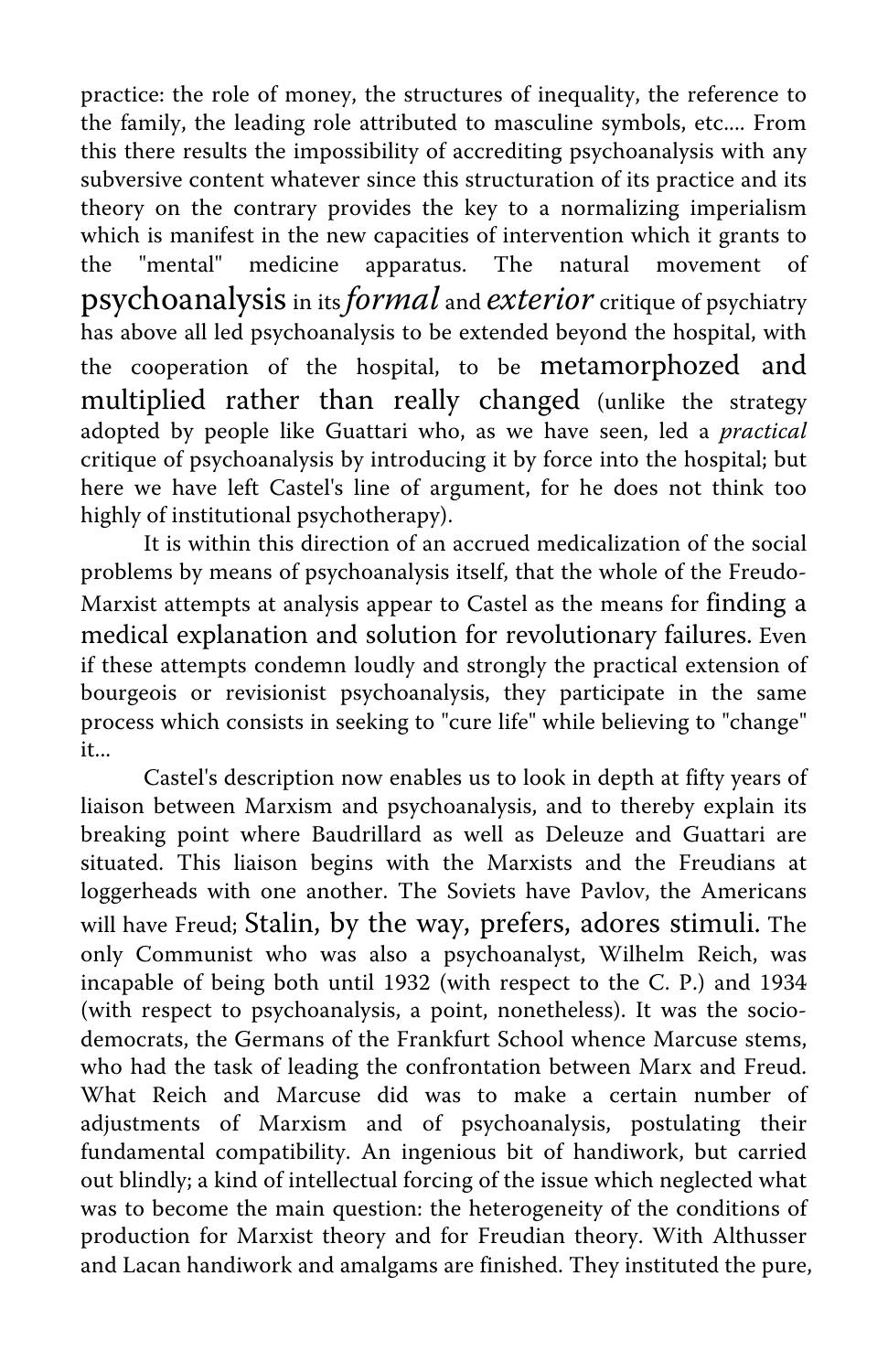practice: the role of money, the structures of inequality, the reference to the family, the leading role attributed to masculine symbols, etc.... From this there results the impossibility of accrediting psychoanalysis with any subversive content whatever since this structuration of its practice and its theory on the contrary provides the key to a normalizing imperialism which is manifest in the new capacities of intervention which it grants to the "mental" medicine apparatus. The natural movement of psychoanalysis in its *formal* and *exterior* critique of psychiatry has above all led psychoanalysis to be extended beyond the hospital, with the cooperation of the hospital, to be metamorphozed and multiplied rather than really changed (unlike the strategy adopted by people like Guattari who, as we have seen, led a *practical* critique of psychoanalysis by introducing it by force into the hospital; but here we have left Castel's line of argument, for he does not think too highly of institutional psychotherapy).

It is within this direction of an accrued medicalization of the social problems by means of psychoanalysis itself, that the whole of the Freudo-Marxist attempts at analysis appear to Castel as the means for finding a medical explanation and solution for revolutionary failures. Even if these attempts condemn loudly and strongly the practical extension of bourgeois or revisionist psychoanalysis, they participate in the same process which consists in seeking to "cure life" while believing to "change" it...

Castel's description now enables us to look in depth at fifty years of liaison between Marxism and psychoanalysis, and to thereby explain its breaking point where Baudrillard as well as Deleuze and Guattari are situated. This liaison begins with the Marxists and the Freudians at loggerheads with one another. The Soviets have Pavlov, the Americans will have Freud; Stalin, by the way, prefers, adores stimuli. The only Communist who was also a psychoanalyst, Wilhelm Reich, was incapable of being both until 1932 (with respect to the C. P.) and 1934 (with respect to psychoanalysis, a point, nonetheless). It was the socio-democrats, the Germans of the Frankfurt School whence Marcuse stems, who had the task of leading the confrontation between Marx and Freud. What Reich and Marcuse did was to make a certain number of adjustments of Marxism and of psychoanalysis, postulating their fundamental compatibility. An ingenious bit of handiwork, but carried out blindly; a kind of intellectual forcing of the issue which neglected what was to become the main question: the heterogeneity of the conditions of production for Marxist theory and for Freudian theory. With Althusser and Lacan handiwork and amalgams are finished. They instituted the pure,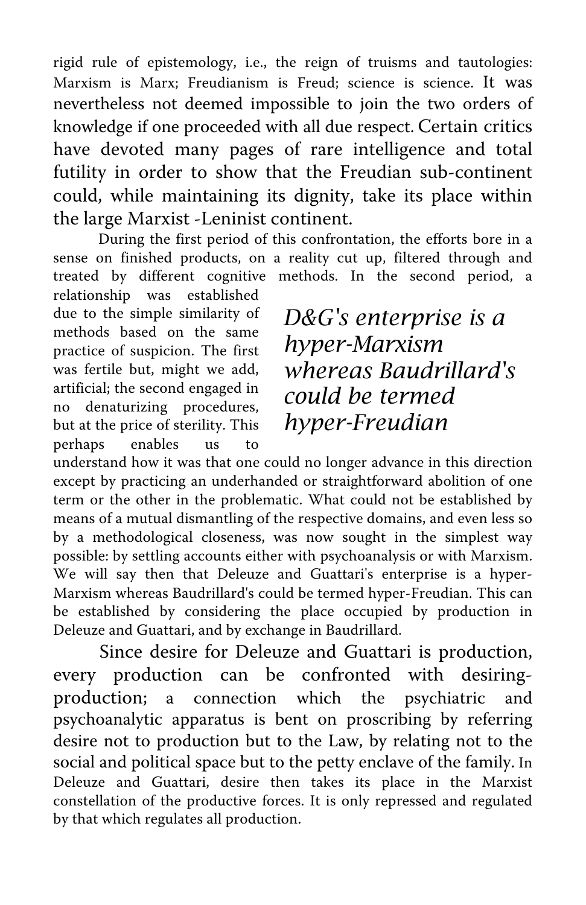rigid rule of epistemology, i.e., the reign of truisms and tautologies: Marxism is Marx; Freudianism is Freud; science is science. It was nevertheless not deemed impossible to join the two orders of knowledge if one proceeded with all due respect. Certain critics have devoted many pages of rare intelligence and total futility in order to show that the Freudian sub-continent could, while maintaining its dignity, take its place within the large Marxist -Leninist continent.

During the first period of this confrontation, the efforts bore in a sense on finished products, on a reality cut up, filtered through and treated by different cognitive methods. In the second period, a relationship was established due to the simple similarity of methods based on the same practice of suspicion. The first was fertile but, might we add, artificial; the second engaged in no denaturizing procedures, but at the price of sterility. This perhaps enables us to understand how it was that one could no longer advance in this direction except by practicing an underhanded or straightforward abolition of one term or the other in the problematic. What could not be established by means of a mutual dismantling of the respective domains, and even less so by a methodological closeness, was now sought in the simplest way possible: by settling accounts either with psychoanalysis or with Marxism. We will say then that Deleuze and Guattari's enterprise is a hyper-Marxism whereas Baudrillard's could be termed hyper-Freudian. This can be established by considering the place occupied by production in Deleuze and Guattari, and by exchange in Baudrillard.

*D&G's enterprise is a hyper-Marxism whereas Baudrillard's could be termed hyper-Freudian*

Since desire for Deleuze and Guattari is production, every production can be confronted with desiring-production; a connection which the psychiatric and psychoanalytic apparatus is bent on proscribing by referring desire not to production but to the Law, by relating not to the social and political space but to the petty enclave of the family. In Deleuze and Guattari, desire then takes its place in the Marxist constellation of the productive forces. It is only repressed and regulated by that which regulates all production.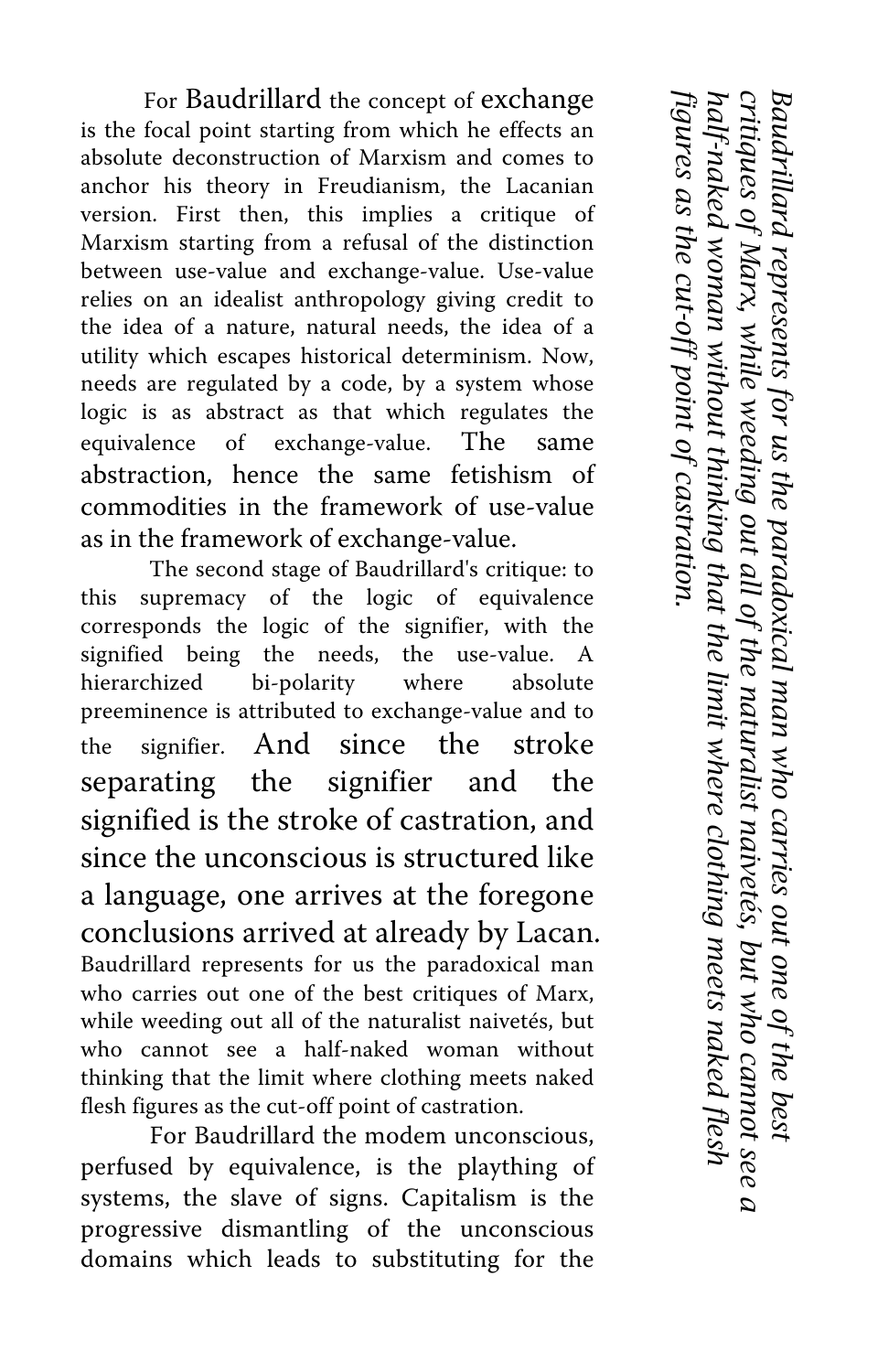For Baudrillard the concept of exchange is the focal point starting from which he effects an absolute deconstruction of Marxism and comes to anchor his theory in Freudianism, the Lacanian version. First then, this implies a critique of Marxism starting from a refusal of the distinction between use-value and exchange-value. Use-value relies on an idealist anthropology giving credit to the idea of a nature, natural needs, the idea of a utility which escapes historical determinism. Now, needs are regulated by a code, by a system whose logic is as abstract as that which regulates the equivalence of exchange-value. The same abstraction, hence the same fetishism of commodities in the framework of use-value as in the framework of exchange-value.

The second stage of Baudrillard's critique: to this supremacy of the logic of equivalence corresponds the logic of the signifier, with the signified being the needs, the use-value. A hierarchized bi-polarity where absolute preeminence is attributed to exchange-value and to the signifier. And since the stroke separating the signifier and the signified is the stroke of castration, and since the unconscious is structured like a language, one arrives at the foregone conclusions arrived at already by Lacan. Baudrillard represents for us the paradoxical man who carries out one of the best critiques of Marx, while weeding out all of the naturalist naivetés, but who cannot see a half-naked woman without thinking that the limit where clothing meets naked flesh figures as the cut-off point of castration.

*Baudrillard represents for us the paradoxical man who carries out one of the best critiques of Marx, while weeding out all of the naturalist naivetés, but who cannot see a half-naked woman without thinking that the limit where clothing meets naked flesh figures as the cut-off point of castration.*

For Baudrillard the modem unconscious, perfused by equivalence, is the plaything of systems, the slave of signs. Capitalism is the progressive dismantling of the unconscious domains which leads to substituting for the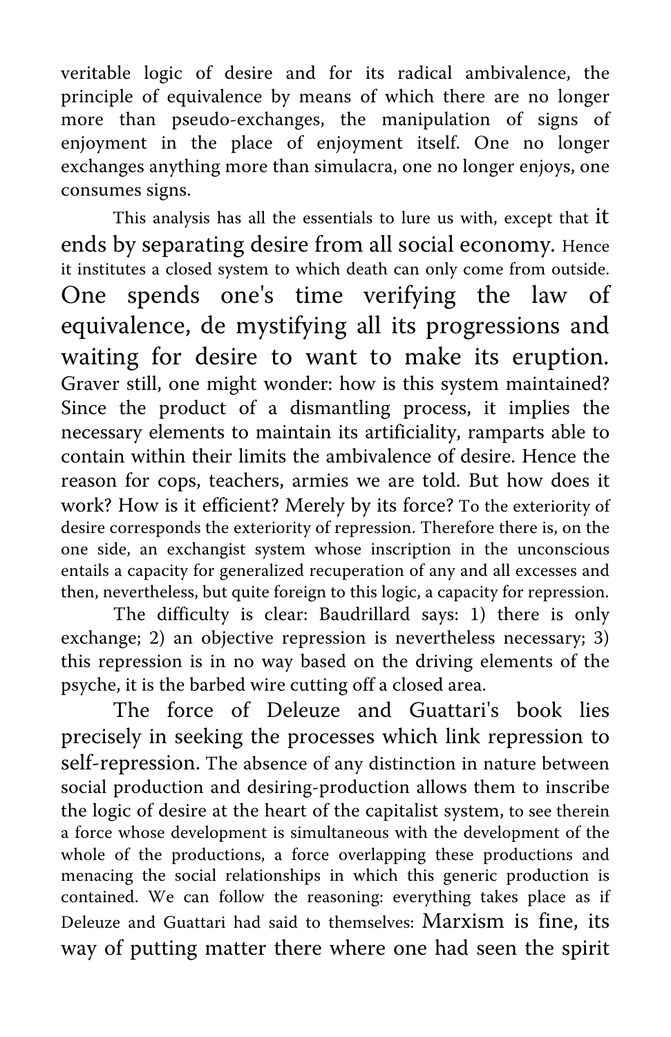veritable logic of desire and for its radical ambivalence, the principle of equivalence by means of which there are no longer more than pseudo-exchanges, the manipulation of signs of enjoyment in the place of enjoyment itself. One no longer exchanges anything more than simulacra, one no longer enjoys, one consumes signs.

This analysis has all the essentials to lure us with, except that it ends by separating desire from all social economy. Hence it institutes a closed system to which death can only come from outside. One spends one's time verifying the law of equivalence, de mystifying all its progressions and waiting for desire to want to make its eruption. Graver still, one might wonder: how is this system maintained? Since the product of a dismantling process, it implies the necessary elements to maintain its artificiality, ramparts able to contain within their limits the ambivalence of desire. Hence the reason for cops, teachers, armies we are told. But how does it work? How is it efficient? Merely by its force? To the exteriority of desire corresponds the exteriority of repression. Therefore there is, on the one side, an exchangist system whose inscription in the unconscious entails a capacity for generalized recuperation of any and all excesses and then, nevertheless, but quite foreign to this logic, a capacity for repression.

The difficulty is clear: Baudrillard says: 1) there is only exchange; 2) an objective repression is nevertheless necessary; 3) this repression is in no way based on the driving elements of the psyche, it is the barbed wire cutting off a closed area.

The force of Deleuze and Guattari's book lies precisely in seeking the processes which link repression to self-repression. The absence of any distinction in nature between social production and desiring-production allows them to inscribe the logic of desire at the heart of the capitalist system, to see therein a force whose development is simultaneous with the development of the whole of the productions, a force overlapping these productions and menacing the social relationships in which this generic production is contained. We can follow the reasoning: everything takes place as if Deleuze and Guattari had said to themselves: Marxism is fine, its way of putting matter there where one had seen the spirit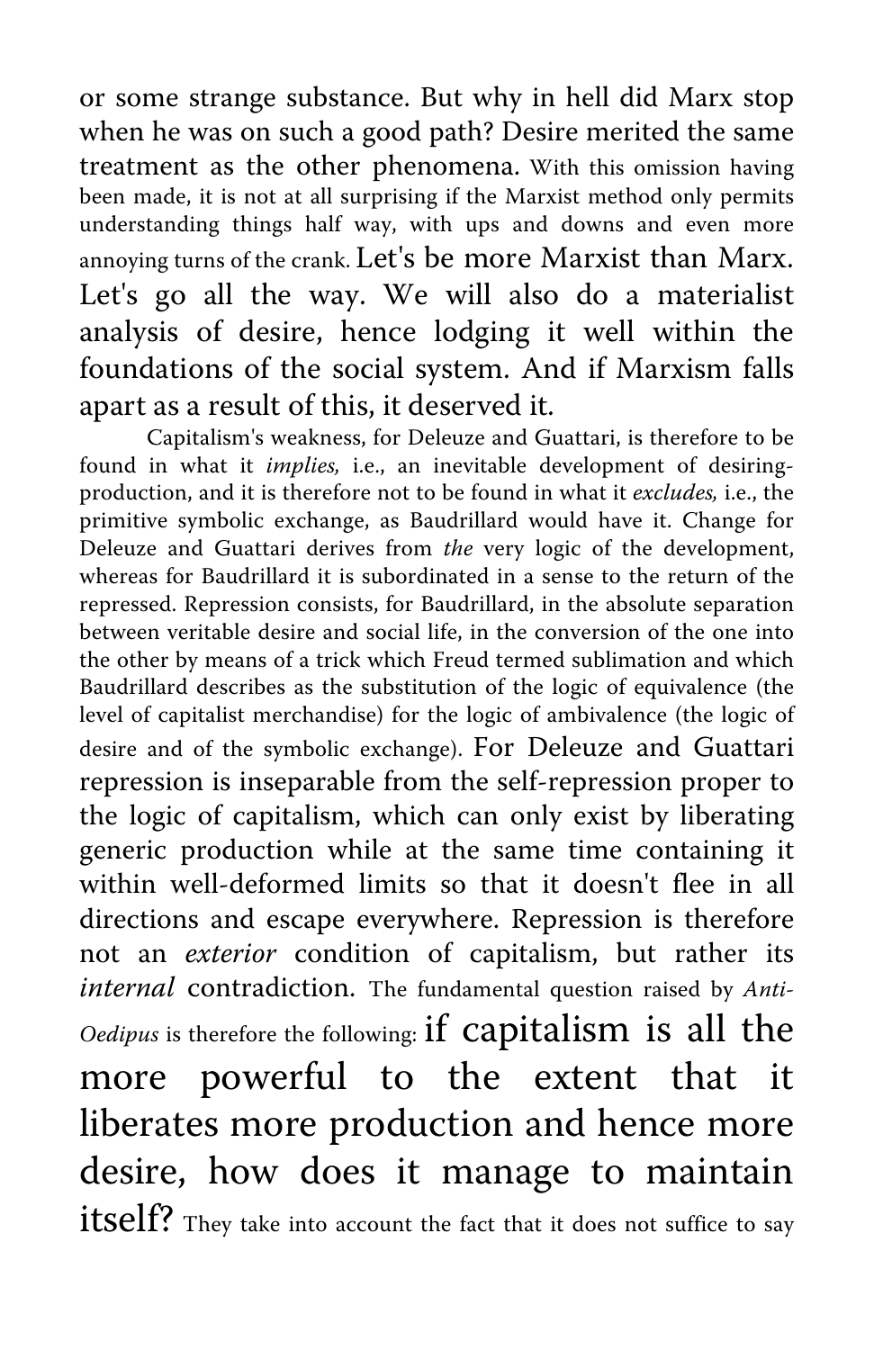or some strange substance. But why in hell did Marx stop when he was on such a good path? Desire merited the same treatment as the other phenomena. With this omission having been made, it is not at all surprising if the Marxist method only permits understanding things half way, with ups and downs and even more annoying turns of the crank. Let's be more Marxist than Marx. Let's go all the way. We will also do a materialist analysis of desire, hence lodging it well within the foundations of the social system. And if Marxism falls apart as a result of this, it deserved it.

Capitalism's weakness, for Deleuze and Guattari, is therefore to be found in what it *implies,* i.e., an inevitable development of desiring-production, and it is therefore not to be found in what it *excludes,* i.e., the primitive symbolic exchange, as Baudrillard would have it. Change for Deleuze and Guattari derives from *the* very logic of the development, whereas for Baudrillard it is subordinated in a sense to the return of the repressed. Repression consists, for Baudrillard, in the absolute separation between veritable desire and social life, in the conversion of the one into the other by means of a trick which Freud termed sublimation and which Baudrillard describes as the substitution of the logic of equivalence (the level of capitalist merchandise) for the logic of ambivalence (the logic of desire and of the symbolic exchange). For Deleuze and Guattari repression is inseparable from the self-repression proper to the logic of capitalism, which can only exist by liberating generic production while at the same time containing it within well-deformed limits so that it doesn't flee in all directions and escape everywhere. Repression is therefore not an *exterior* condition of capitalism, but rather its *internal* contradiction. The fundamental question raised by *Anti-Oedipus* is therefore the following: if capitalism is all the more powerful to the extent that it liberates more production and hence more desire, how does it manage to maintain itself? They take into account the fact that it does not suffice to say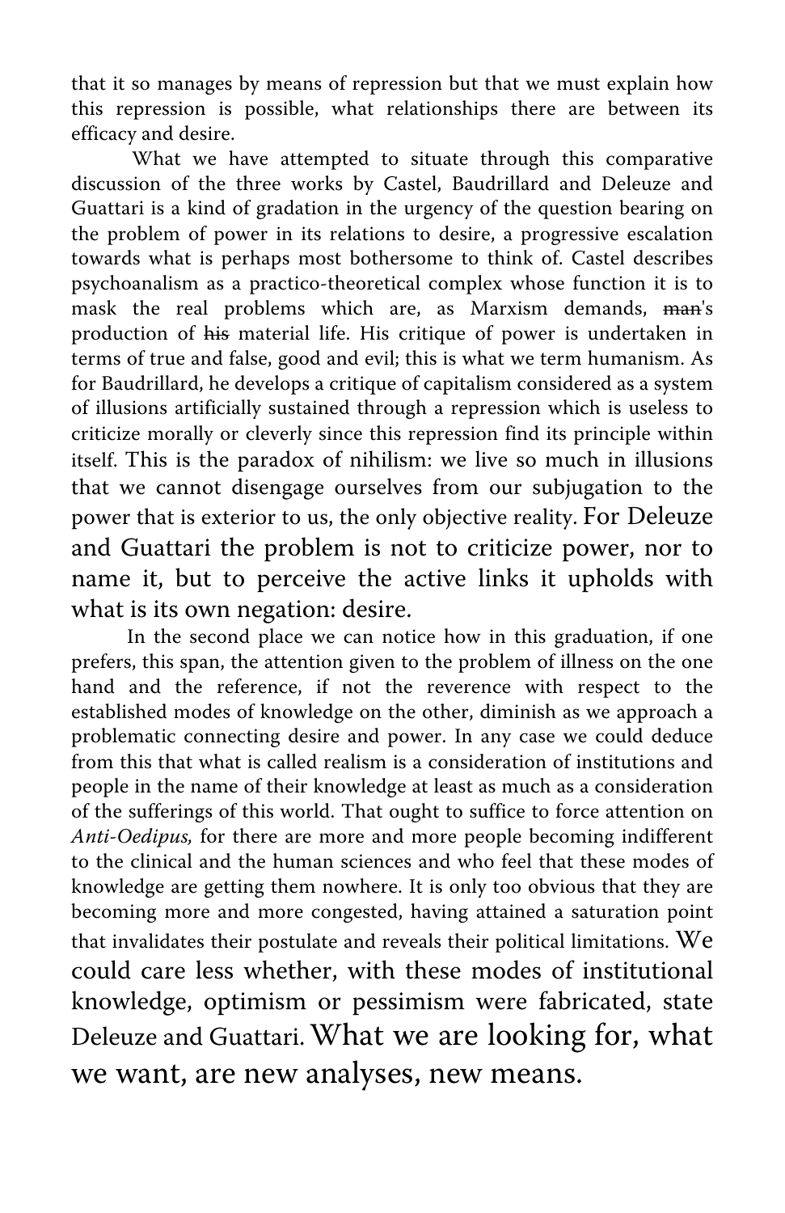that it so manages by means of repression but that we must explain how this repression is possible, what relationships there are between its efficacy and desire.

What we have attempted to situate through this comparative discussion of the three works by Castel, Baudrillard and Deleuze and Guattari is a kind of gradation in the urgency of the question bearing on the problem of power in its relations to desire, a progressive escalation towards what is perhaps most bothersome to think of. Castel describes psychoanalism as a practico-theoretical complex whose function it is to mask the real problems which are, as Marxism demands, ~~man~~'s production of ~~his~~ material life. His critique of power is undertaken in terms of true and false, good and evil; this is what we term humanism. As for Baudrillard, he develops a critique of capitalism considered as a system of illusions artificially sustained through a repression which is useless to criticize morally or cleverly since this repression find its principle within itself. This is the paradox of nihilism: we live so much in illusions that we cannot disengage ourselves from our subjugation to the power that is exterior to us, the only objective reality. For Deleuze and Guattari the problem is not to criticize power, nor to name it, but to perceive the active links it upholds with what is its own negation: desire.

In the second place we can notice how in this graduation, if one prefers, this span, the attention given to the problem of illness on the one hand and the reference, if not the reverence with respect to the established modes of knowledge on the other, diminish as we approach a problematic connecting desire and power. In any case we could deduce from this that what is called realism is a consideration of institutions and people in the name of their knowledge at least as much as a consideration of the sufferings of this world. That ought to suffice to force attention on *Anti-Oedipus,* for there are more and more people becoming indifferent to the clinical and the human sciences and who feel that these modes of knowledge are getting them nowhere. It is only too obvious that they are becoming more and more congested, having attained a saturation point that invalidates their postulate and reveals their political limitations. We could care less whether, with these modes of institutional knowledge, optimism or pessimism were fabricated, state Deleuze and Guattari. What we are looking for, what we want, are new analyses, new means.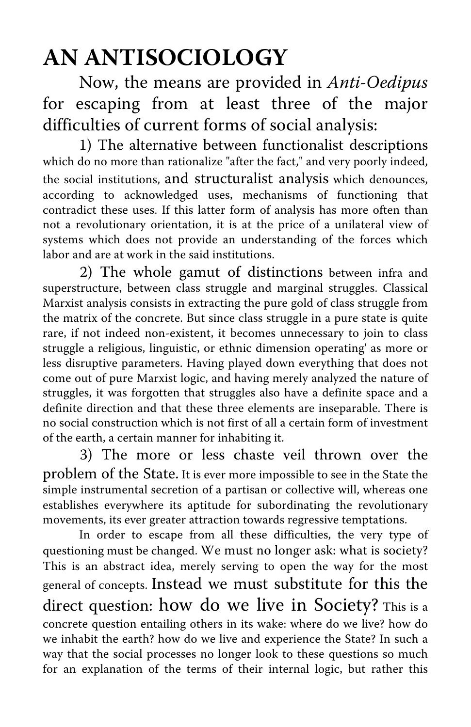# AN ANTISOCIOLOGY

Now, the means are provided in *Anti-Oedipus* for escaping from at least three of the major difficulties of current forms of social analysis:

1) The alternative between functionalist descriptions which do no more than rationalize "after the fact," and very poorly indeed, the social institutions, and structuralist analysis which denounces, according to acknowledged uses, mechanisms of functioning that contradict these uses. If this latter form of analysis has more often than not a revolutionary orientation, it is at the price of a unilateral view of systems which does not provide an understanding of the forces which labor and are at work in the said institutions.

2) The whole gamut of distinctions between infra and superstructure, between class struggle and marginal struggles. Classical Marxist analysis consists in extracting the pure gold of class struggle from the matrix of the concrete. But since class struggle in a pure state is quite rare, if not indeed non-existent, it becomes unnecessary to join to class struggle a religious, linguistic, or ethnic dimension operating' as more or less disruptive parameters. Having played down everything that does not come out of pure Marxist logic, and having merely analyzed the nature of struggles, it was forgotten that struggles also have a definite space and a definite direction and that these three elements are inseparable. There is no social construction which is not first of all a certain form of investment of the earth, a certain manner for inhabiting it.

3) The more or less chaste veil thrown over the problem of the State. It is ever more impossible to see in the State the simple instrumental secretion of a partisan or collective will, whereas one establishes everywhere its aptitude for subordinating the revolutionary movements, its ever greater attraction towards regressive temptations.

In order to escape from all these difficulties, the very type of questioning must be changed. We must no longer ask: what is society? This is an abstract idea, merely serving to open the way for the most general of concepts. Instead we must substitute for this the direct question: how do we live in Society? This is a concrete question entailing others in its wake: where do we live? how do we inhabit the earth? how do we live and experience the State? In such a way that the social processes no longer look to these questions so much for an explanation of the terms of their internal logic, but rather this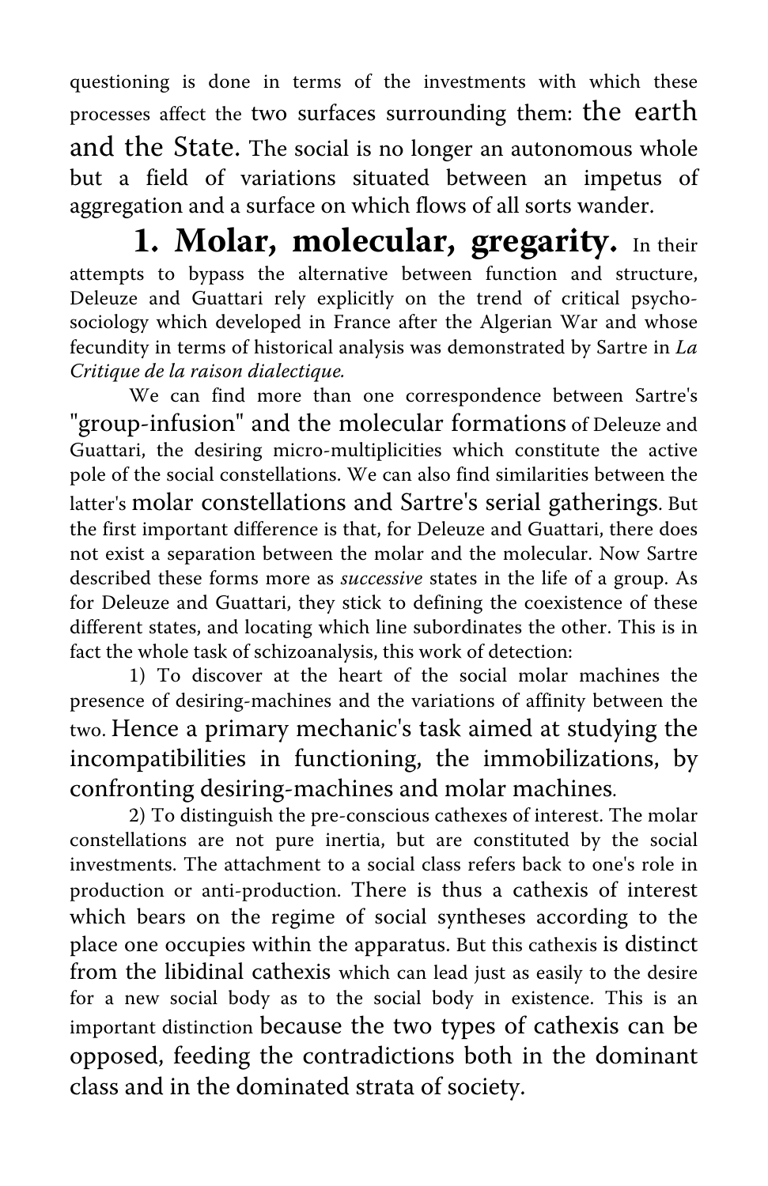questioning is done in terms of the investments with which these processes affect the two surfaces surrounding them: the earth and the State. The social is no longer an autonomous whole but a field of variations situated between an impetus of aggregation and a surface on which flows of all sorts wander.

**1. Molar, molecular, gregarity.** In their attempts to bypass the alternative between function and structure, Deleuze and Guattari rely explicitly on the trend of critical psycho-sociology which developed in France after the Algerian War and whose fecundity in terms of historical analysis was demonstrated by Sartre in *La Critique de la raison dialectique.*

We can find more than one correspondence between Sartre's "group-infusion" and the molecular formations of Deleuze and Guattari, the desiring micro-multiplicities which constitute the active pole of the social constellations. We can also find similarities between the latter's molar constellations and Sartre's serial gatherings. But the first important difference is that, for Deleuze and Guattari, there does not exist a separation between the molar and the molecular. Now Sartre described these forms more as *successive* states in the life of a group. As for Deleuze and Guattari, they stick to defining the coexistence of these different states, and locating which line subordinates the other. This is in fact the whole task of schizoanalysis, this work of detection:

1) To discover at the heart of the social molar machines the presence of desiring-machines and the variations of affinity between the two. Hence a primary mechanic's task aimed at studying the incompatibilities in functioning, the immobilizations, by confronting desiring-machines and molar machines.

2) To distinguish the pre-conscious cathexes of interest. The molar constellations are not pure inertia, but are constituted by the social investments. The attachment to a social class refers back to one's role in production or anti-production. There is thus a cathexis of interest which bears on the regime of social syntheses according to the place one occupies within the apparatus. But this cathexis is distinct from the libidinal cathexis which can lead just as easily to the desire for a new social body as to the social body in existence. This is an important distinction because the two types of cathexis can be opposed, feeding the contradictions both in the dominant class and in the dominated strata of society.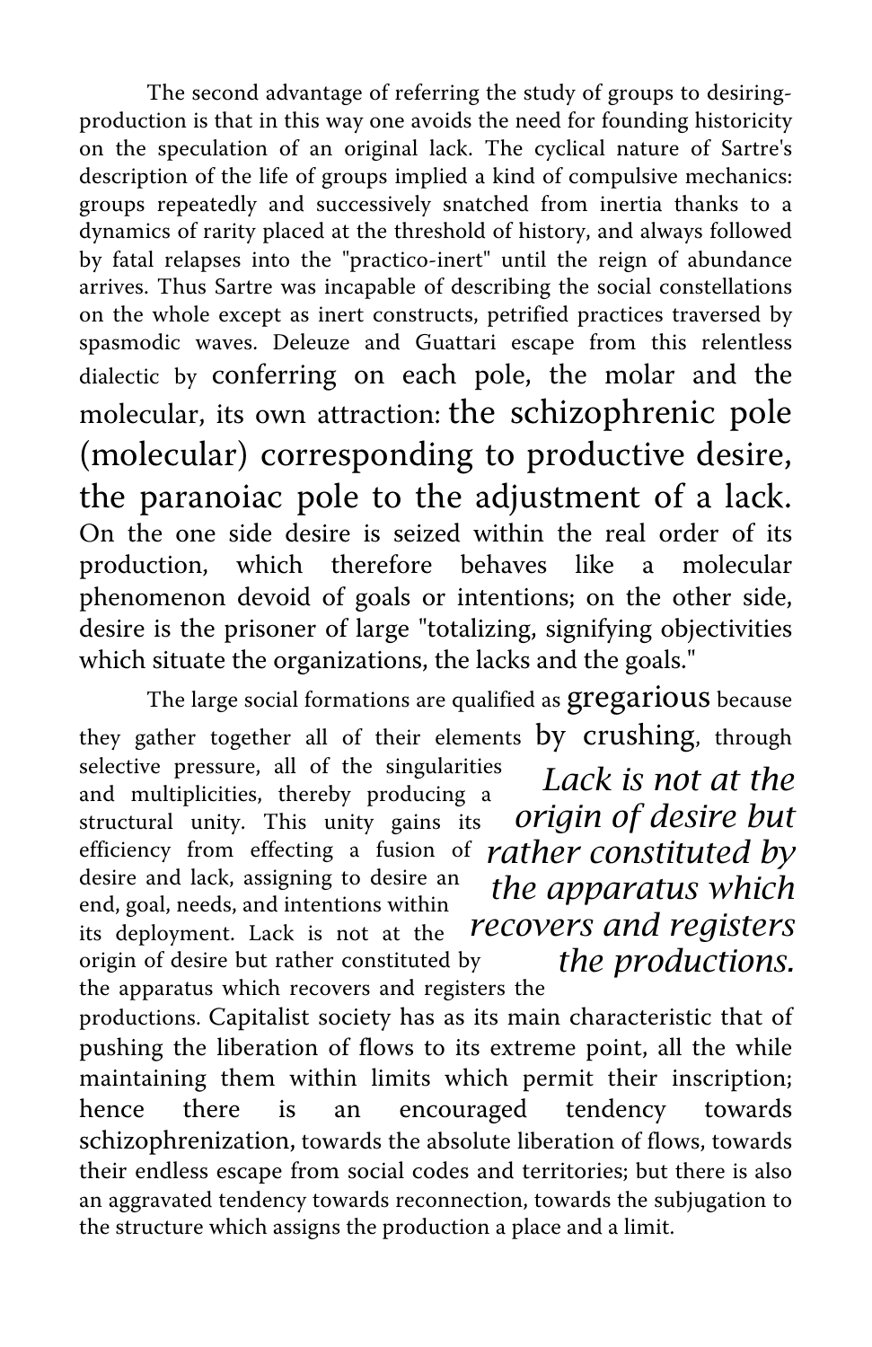The second advantage of referring the study of groups to desiring-production is that in this way one avoids the need for founding historicity on the speculation of an original lack. The cyclical nature of Sartre's description of the life of groups implied a kind of compulsive mechanics: groups repeatedly and successively snatched from inertia thanks to a dynamics of rarity placed at the threshold of history, and always followed by fatal relapses into the "practico-inert" until the reign of abundance arrives. Thus Sartre was incapable of describing the social constellations on the whole except as inert constructs, petrified practices traversed by spasmodic waves. Deleuze and Guattari escape from this relentless dialectic by conferring on each pole, the molar and the molecular, its own attraction: the schizophrenic pole (molecular) corresponding to productive desire, the paranoiac pole to the adjustment of a lack. On the one side desire is seized within the real order of its production, which therefore behaves like a molecular phenomenon devoid of goals or intentions; on the other side, desire is the prisoner of large "totalizing, signifying objectivities which situate the organizations, the lacks and the goals."

The large social formations are qualified as gregarious because they gather together all of their elements by crushing, through selective pressure, all of the singularities and multiplicities, thereby producing a structural unity. This unity gains its efficiency from effecting a fusion of desire and lack, assigning to desire an end, goal, needs, and intentions within its deployment. Lack is not at the origin of desire but rather constituted by the apparatus which recovers and registers the productions. Capitalist society has as its main characteristic that of pushing the liberation of flows to its extreme point, all the while maintaining them within limits which permit their inscription; hence there is an encouraged tendency towards schizophrenization, towards the absolute liberation of flows, towards their endless escape from social codes and territories; but there is also an aggravated tendency towards reconnection, towards the subjugation to the structure which assigns the production a place and a limit.

> *Lack is not at the origin of desire but rather constituted by the apparatus which recovers and registers the productions.*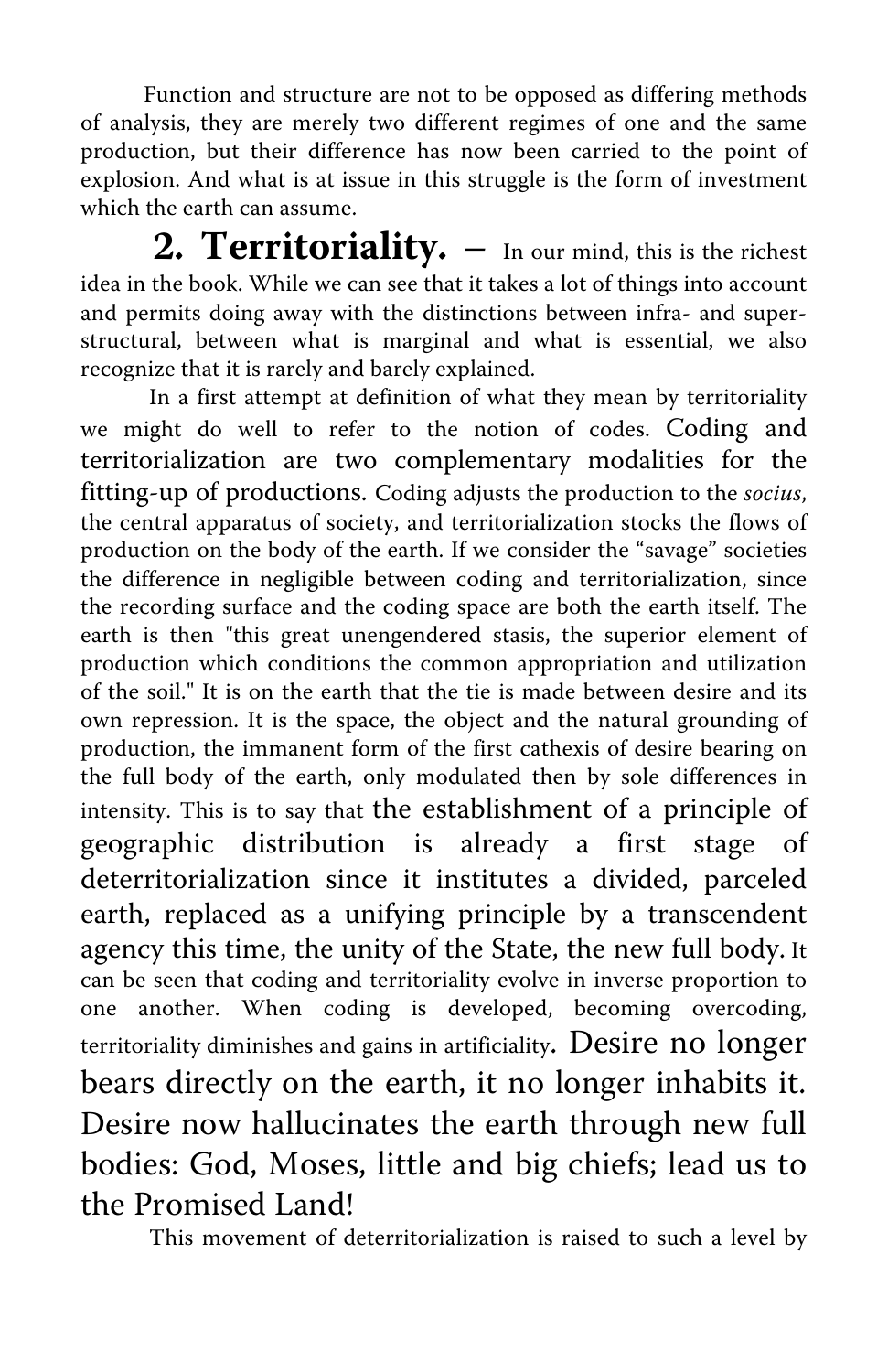Function and structure are not to be opposed as differing methods of analysis, they are merely two different regimes of one and the same production, but their difference has now been carried to the point of explosion. And what is at issue in this struggle is the form of investment which the earth can assume.

**2. Territoriality.** – In our mind, this is the richest idea in the book. While we can see that it takes a lot of things into account and permits doing away with the distinctions between infra- and super-structural, between what is marginal and what is essential, we also recognize that it is rarely and barely explained.

In a first attempt at definition of what they mean by territoriality we might do well to refer to the notion of codes. Coding and territorialization are two complementary modalities for the fitting-up of productions. Coding adjusts the production to the *socius*, the central apparatus of society, and territorialization stocks the flows of production on the body of the earth. If we consider the "savage" societies the difference in negligible between coding and territorialization, since the recording surface and the coding space are both the earth itself. The earth is then "this great unengendered stasis, the superior element of production which conditions the common appropriation and utilization of the soil." It is on the earth that the tie is made between desire and its own repression. It is the space, the object and the natural grounding of production, the immanent form of the first cathexis of desire bearing on the full body of the earth, only modulated then by sole differences in intensity. This is to say that the establishment of a principle of geographic distribution is already a first stage of deterritorialization since it institutes a divided, parceled earth, replaced as a unifying principle by a transcendent agency this time, the unity of the State, the new full body. It can be seen that coding and territoriality evolve in inverse proportion to one another. When coding is developed, becoming overcoding, territoriality diminishes and gains in artificiality. Desire no longer bears directly on the earth, it no longer inhabits it. Desire now hallucinates the earth through new full bodies: God, Moses, little and big chiefs; lead us to the Promised Land!

This movement of deterritorialization is raised to such a level by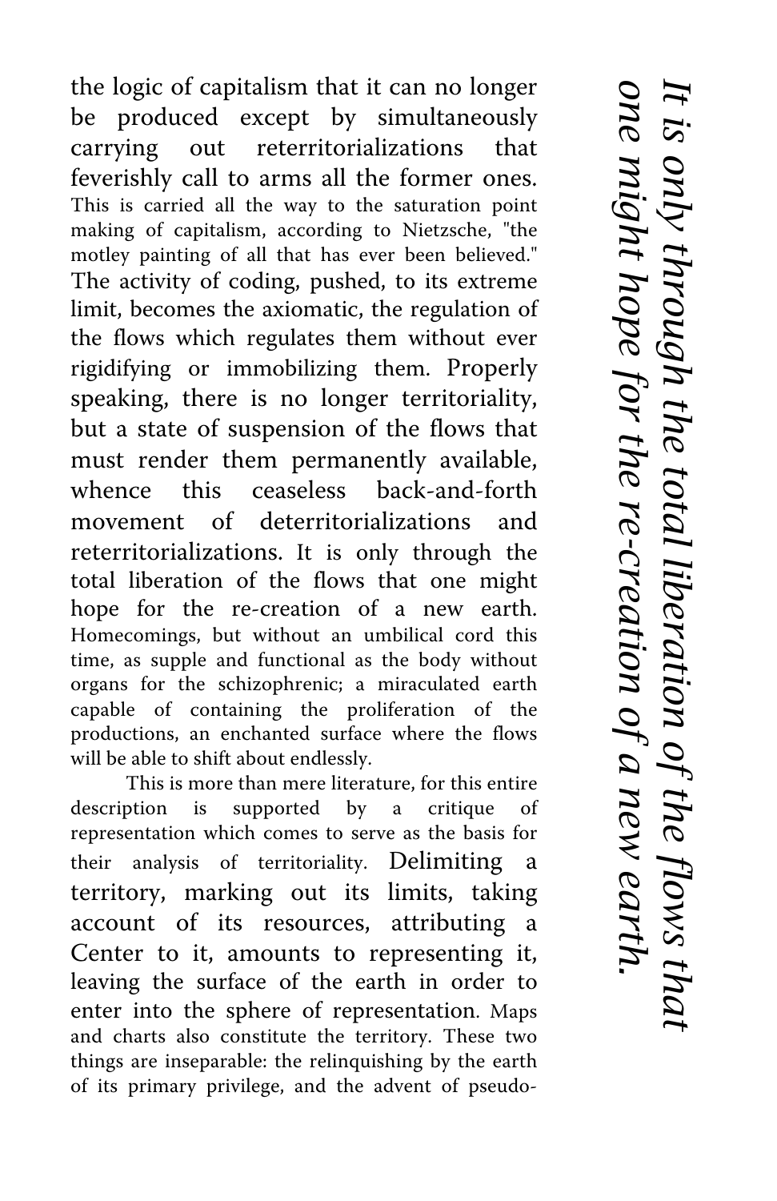the logic of capitalism that it can no longer be produced except by simultaneously carrying out reterritorializations that feverishly call to arms all the former ones. This is carried all the way to the saturation point making of capitalism, according to Nietzsche, "the motley painting of all that has ever been believed." The activity of coding, pushed, to its extreme limit, becomes the axiomatic, the regulation of the flows which regulates them without ever rigidifying or immobilizing them. Properly speaking, there is no longer territoriality, but a state of suspension of the flows that must render them permanently available, whence this ceaseless back-and-forth movement of deterritorializations and reterritorializations. It is only through the total liberation of the flows that one might hope for the re-creation of a new earth. Homecomings, but without an umbilical cord this time, as supple and functional as the body without organs for the schizophrenic; a miraculated earth capable of containing the proliferation of the productions, an enchanted surface where the flows will be able to shift about endlessly.

*It is only through the total liberation of the flows that one might hope for the re-creation of a new earth.*

This is more than mere literature, for this entire description is supported by a critique of representation which comes to serve as the basis for their analysis of territoriality. Delimiting a territory, marking out its limits, taking account of its resources, attributing a Center to it, amounts to representing it, leaving the surface of the earth in order to enter into the sphere of representation. Maps and charts also constitute the territory. These two things are inseparable: the relinquishing by the earth of its primary privilege, and the advent of pseudo-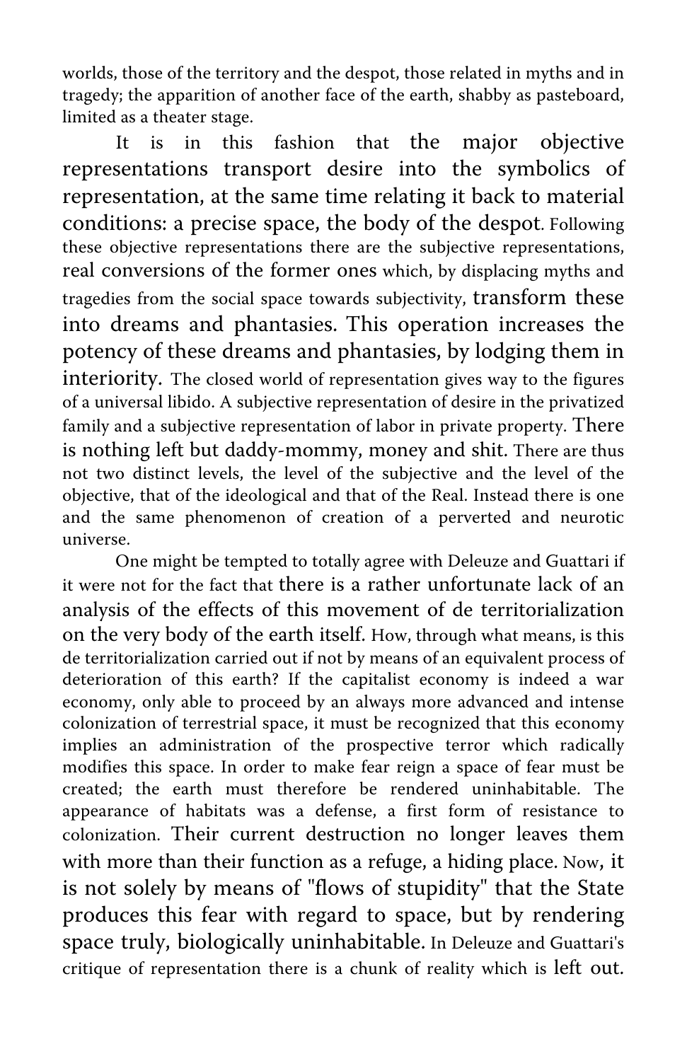worlds, those of the territory and the despot, those related in myths and in tragedy; the apparition of another face of the earth, shabby as pasteboard, limited as a theater stage.

It is in this fashion that the major objective representations transport desire into the symbolics of representation, at the same time relating it back to material conditions: a precise space, the body of the despot. Following these objective representations there are the subjective representations, real conversions of the former ones which, by displacing myths and tragedies from the social space towards subjectivity, transform these into dreams and phantasies. This operation increases the potency of these dreams and phantasies, by lodging them in interiority. The closed world of representation gives way to the figures of a universal libido. A subjective representation of desire in the privatized family and a subjective representation of labor in private property. There is nothing left but daddy-mommy, money and shit. There are thus not two distinct levels, the level of the subjective and the level of the objective, that of the ideological and that of the Real. Instead there is one and the same phenomenon of creation of a perverted and neurotic universe.

One might be tempted to totally agree with Deleuze and Guattari if it were not for the fact that there is a rather unfortunate lack of an analysis of the effects of this movement of de territorialization on the very body of the earth itself. How, through what means, is this de territorialization carried out if not by means of an equivalent process of deterioration of this earth? If the capitalist economy is indeed a war economy, only able to proceed by an always more advanced and intense colonization of terrestrial space, it must be recognized that this economy implies an administration of the prospective terror which radically modifies this space. In order to make fear reign a space of fear must be created; the earth must therefore be rendered uninhabitable. The appearance of habitats was a defense, a first form of resistance to colonization. Their current destruction no longer leaves them with more than their function as a refuge, a hiding place. Now, it is not solely by means of "flows of stupidity" that the State produces this fear with regard to space, but by rendering space truly, biologically uninhabitable. In Deleuze and Guattari's critique of representation there is a chunk of reality which is left out.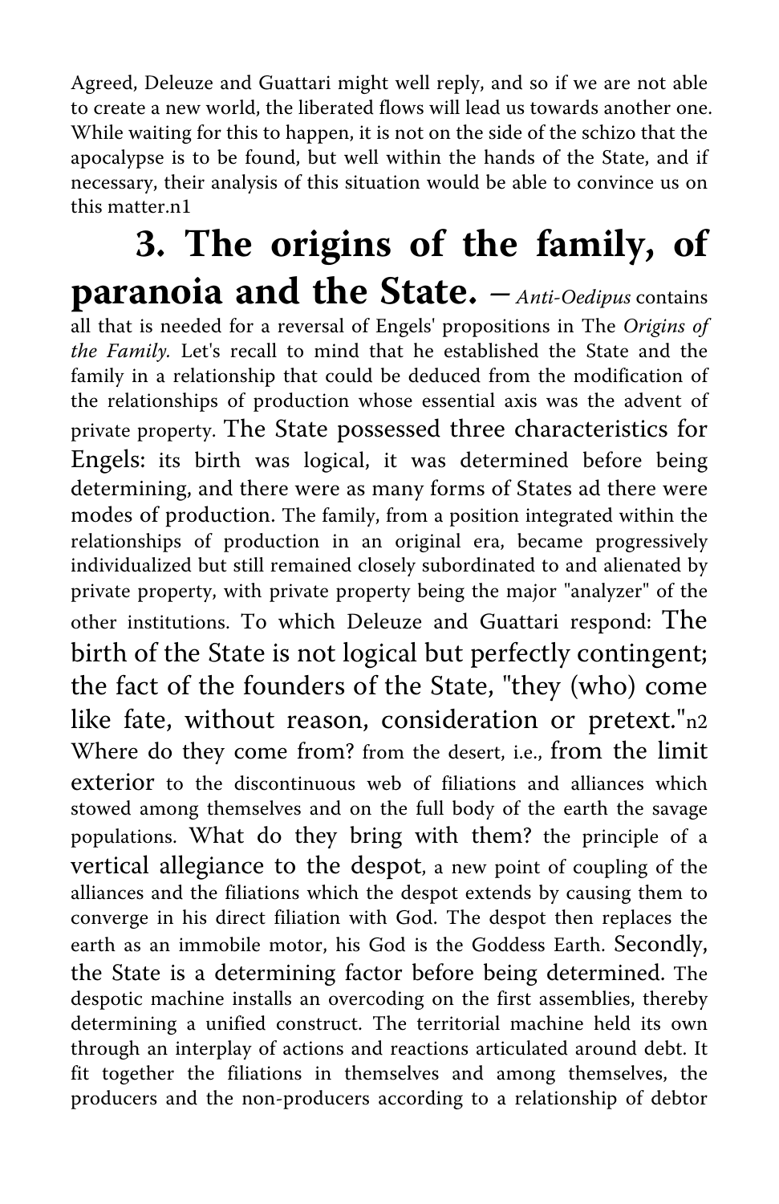Agreed, Deleuze and Guattari might well reply, and so if we are not able to create a new world, the liberated flows will lead us towards another one. While waiting for this to happen, it is not on the side of the schizo that the apocalypse is to be found, but well within the hands of the State, and if necessary, their analysis of this situation would be able to convince us on this matter.n1

## 3. The origins of the family, of paranoia and the State.

– *Anti-Oedipus* contains all that is needed for a reversal of Engels' propositions in The *Origins of the Family.* Let's recall to mind that he established the State and the family in a relationship that could be deduced from the modification of the relationships of production whose essential axis was the advent of private property. The State possessed three characteristics for Engels: its birth was logical, it was determined before being determining, and there were as many forms of States ad there were modes of production. The family, from a position integrated within the relationships of production in an original era, became progressively individualized but still remained closely subordinated to and alienated by private property, with private property being the major "analyzer" of the other institutions. To which Deleuze and Guattari respond: The birth of the State is not logical but perfectly contingent; the fact of the founders of the State, "they (who) come like fate, without reason, consideration or pretext."n2 Where do they come from? from the desert, i.e., from the limit exterior to the discontinuous web of filiations and alliances which stowed among themselves and on the full body of the earth the savage populations. What do they bring with them? the principle of a vertical allegiance to the despot, a new point of coupling of the alliances and the filiations which the despot extends by causing them to converge in his direct filiation with God. The despot then replaces the earth as an immobile motor, his God is the Goddess Earth. Secondly, the State is a determining factor before being determined. The despotic machine installs an overcoding on the first assemblies, thereby determining a unified construct. The territorial machine held its own through an interplay of actions and reactions articulated around debt. It fit together the filiations in themselves and among themselves, the producers and the non-producers according to a relationship of debtor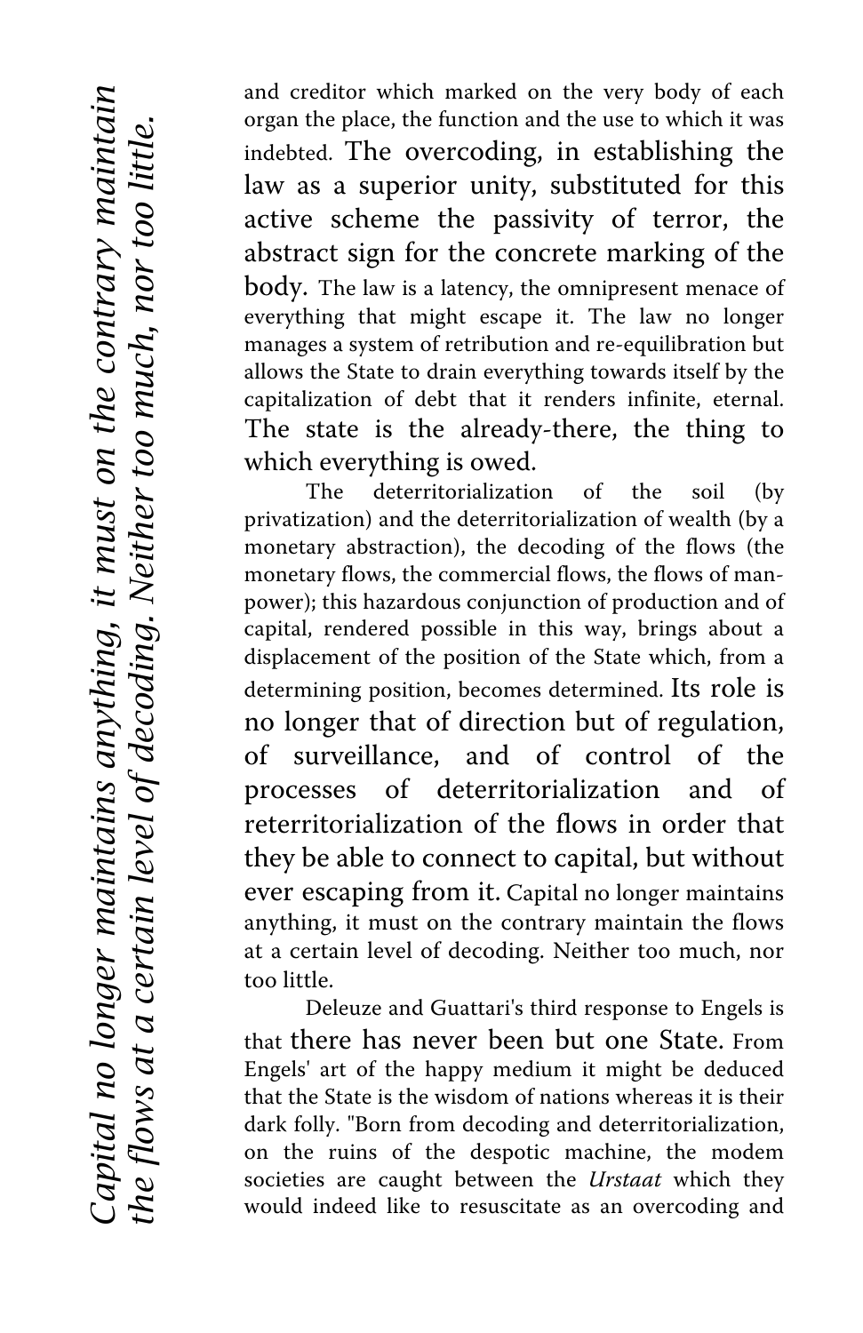*Capital no longer maintains anything, it must on the contrary maintain the flows at a certain level of decoding. Neither too much, nor too little.*

and creditor which marked on the very body of each organ the place, the function and the use to which it was indebted. The overcoding, in establishing the law as a superior unity, substituted for this active scheme the passivity of terror, the abstract sign for the concrete marking of the body. The law is a latency, the omnipresent menace of everything that might escape it. The law no longer manages a system of retribution and re-equilibration but allows the State to drain everything towards itself by the capitalization of debt that it renders infinite, eternal. The state is the already-there, the thing to which everything is owed.

The deterritorialization of the soil (by privatization) and the deterritorialization of wealth (by a monetary abstraction), the decoding of the flows (the monetary flows, the commercial flows, the flows of man-power); this hazardous conjunction of production and of capital, rendered possible in this way, brings about a displacement of the position of the State which, from a determining position, becomes determined. Its role is no longer that of direction but of regulation, of surveillance, and of control of the processes of deterritorialization and of reterritorialization of the flows in order that they be able to connect to capital, but without ever escaping from it. Capital no longer maintains anything, it must on the contrary maintain the flows at a certain level of decoding. Neither too much, nor too little.

Deleuze and Guattari's third response to Engels is that there has never been but one State. From Engels' art of the happy medium it might be deduced that the State is the wisdom of nations whereas it is their dark folly. "Born from decoding and deterritorialization, on the ruins of the despotic machine, the modem societies are caught between the *Urstaat* which they would indeed like to resuscitate as an overcoding and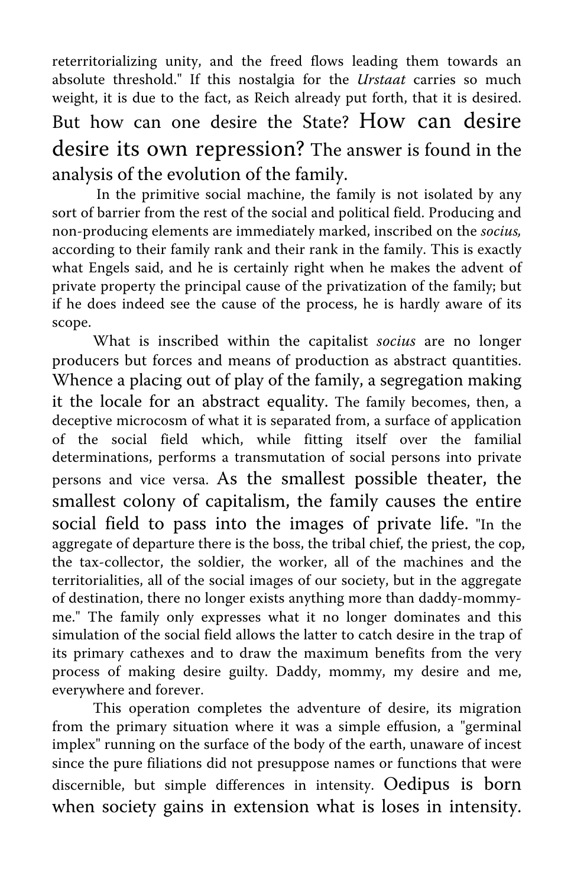reterritorializing unity, and the freed flows leading them towards an absolute threshold." If this nostalgia for the *Urstaat* carries so much weight, it is due to the fact, as Reich already put forth, that it is desired. But how can one desire the State? How can desire desire its own repression? The answer is found in the analysis of the evolution of the family.

In the primitive social machine, the family is not isolated by any sort of barrier from the rest of the social and political field. Producing and non-producing elements are immediately marked, inscribed on the *socius,* according to their family rank and their rank in the family. This is exactly what Engels said, and he is certainly right when he makes the advent of private property the principal cause of the privatization of the family; but if he does indeed see the cause of the process, he is hardly aware of its scope.

What is inscribed within the capitalist *socius* are no longer producers but forces and means of production as abstract quantities. Whence a placing out of play of the family, a segregation making it the locale for an abstract equality. The family becomes, then, a deceptive microcosm of what it is separated from, a surface of application of the social field which, while fitting itself over the familial determinations, performs a transmutation of social persons into private persons and vice versa. As the smallest possible theater, the smallest colony of capitalism, the family causes the entire social field to pass into the images of private life. "In the aggregate of departure there is the boss, the tribal chief, the priest, the cop, the tax-collector, the soldier, the worker, all of the machines and the territorialities, all of the social images of our society, but in the aggregate of destination, there no longer exists anything more than daddy-mommy-me." The family only expresses what it no longer dominates and this simulation of the social field allows the latter to catch desire in the trap of its primary cathexes and to draw the maximum benefits from the very process of making desire guilty. Daddy, mommy, my desire and me, everywhere and forever.

This operation completes the adventure of desire, its migration from the primary situation where it was a simple effusion, a "germinal implex" running on the surface of the body of the earth, unaware of incest since the pure filiations did not presuppose names or functions that were discernible, but simple differences in intensity. Oedipus is born when society gains in extension what is loses in intensity.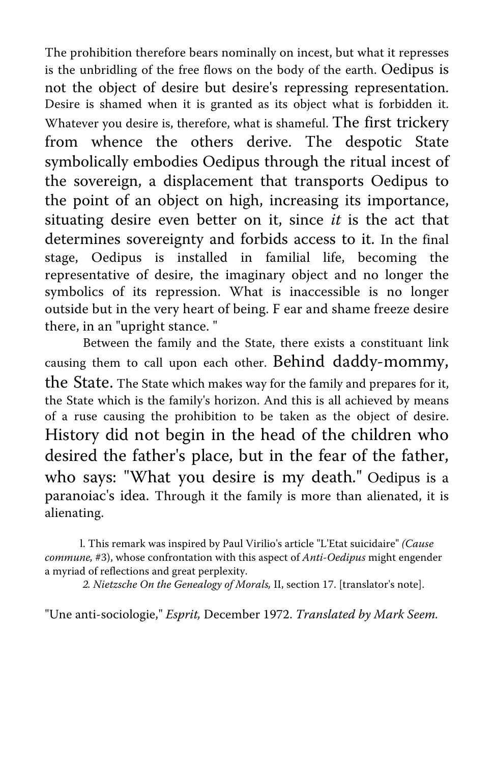The prohibition therefore bears nominally on incest, but what it represses is the unbridling of the free flows on the body of the earth. Oedipus is not the object of desire but desire's repressing representation. Desire is shamed when it is granted as its object what is forbidden it. Whatever you desire is, therefore, what is shameful. The first trickery from whence the others derive. The despotic State symbolically embodies Oedipus through the ritual incest of the sovereign, a displacement that transports Oedipus to the point of an object on high, increasing its importance, situating desire even better on it, since *it* is the act that determines sovereignty and forbids access to it. In the final stage, Oedipus is installed in familial life, becoming the representative of desire, the imaginary object and no longer the symbolics of its repression. What is inaccessible is no longer outside but in the very heart of being. F ear and shame freeze desire there, in an "upright stance. "

Between the family and the State, there exists a constituant link causing them to call upon each other. Behind daddy-mommy, the State. The State which makes way for the family and prepares for it, the State which is the family's horizon. And this is all achieved by means of a ruse causing the prohibition to be taken as the object of desire. History did not begin in the head of the children who desired the father's place, but in the fear of the father, who says: "What you desire is my death." Oedipus is a paranoiac's idea. Through it the family is more than alienated, it is alienating.

l. This remark was inspired by Paul Virilio's article "L'Etat suicidaire" *(Cause commune,* #3), whose confrontation with this aspect of *Anti-Oedipus* might engender a myriad of reflections and great perplexity.

*2. Nietzsche On the Genealogy of Morals,* II, section 17. [translator's note].

"Une anti-sociologie," *Esprit,* December 1972. *Translated by Mark Seem.*